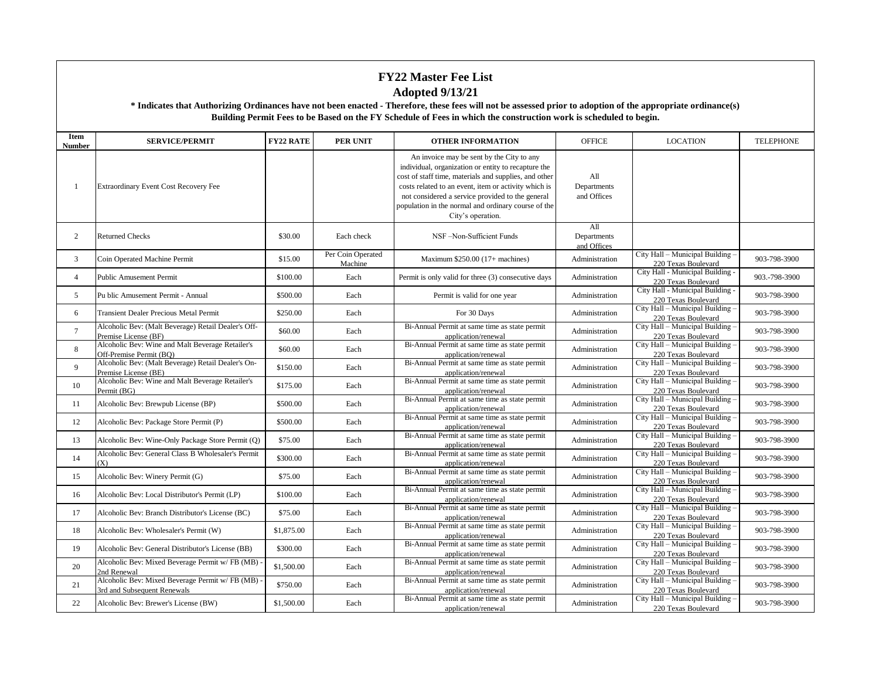# FY22 Master Fee List

## Adopted 9/13/21

**\* Indicates that Authorizing Ordinances have not been enacted - Therefore, these fees will not be assessed prior to adoption of the appropriate ordinance(s)**

**Building Permit Fees to be Based on the FY Schedule of Fees in which the construction work is scheduled to begin.**

| Item Number | SERVICE/PERMIT | FY22 RATE | PER UNIT | OTHER INFORMATION | OFFICE | LOCATION | TELEPHONE |
|---|---|---|---|---|---|---|---|
| 1 | Extraordinary Event Cost Recovery Fee | | | An invoice may be sent by the City to any individual, organization or entity to recapture the cost of staff time, materials and supplies, and other costs related to an event, item or activity which is not considered a service provided to the general population in the normal and ordinary course of the City's operation. | All Departments and Offices | | |
| 2 | Returned Checks | $30.00 | Each check | NSF –Non-Sufficient Funds | All Departments and Offices | | |
| 3 | Coin Operated Machine Permit | $15.00 | Per Coin Operated Machine | Maximum $250.00 (17+ machines) | Administration | City Hall – Municipal Building – 220 Texas Boulevard | 903-798-3900 |
| 4 | Public Amusement Permit | $100.00 | Each | Permit is only valid for three (3) consecutive days | Administration | City Hall - Municipal Building - 220 Texas Boulevard | 903.-798-3900 |
| 5 | Pu blic Amusement Permit - Annual | $500.00 | Each | Permit is valid for one year | Administration | City Hall - Municipal Building - 220 Texas Boulevard | 903-798-3900 |
| 6 | Transient Dealer Precious Metal Permit | $250.00 | Each | For 30 Days | Administration | City Hall – Municipal Building – 220 Texas Boulevard | 903-798-3900 |
| 7 | Alcoholic Bev: (Malt Beverage) Retail Dealer's Off-Premise License (BF) | $60.00 | Each | Bi-Annual Permit at same time as state permit application/renewal | Administration | City Hall – Municipal Building – 220 Texas Boulevard | 903-798-3900 |
| 8 | Alcoholic Bev: Wine and Malt Beverage Retailer's Off-Premise Permit (BQ) | $60.00 | Each | Bi-Annual Permit at same time as state permit application/renewal | Administration | City Hall – Municipal Building – 220 Texas Boulevard | 903-798-3900 |
| 9 | Alcoholic Bev: (Malt Beverage) Retail Dealer's On-Premise License (BE) | $150.00 | Each | Bi-Annual Permit at same time as state permit application/renewal | Administration | City Hall – Municipal Building – 220 Texas Boulevard | 903-798-3900 |
| 10 | Alcoholic Bev: Wine and Malt Beverage Retailer's Permit (BG) | $175.00 | Each | Bi-Annual Permit at same time as state permit application/renewal | Administration | City Hall – Municipal Building – 220 Texas Boulevard | 903-798-3900 |
| 11 | Alcoholic Bev: Brewpub License (BP) | $500.00 | Each | Bi-Annual Permit at same time as state permit application/renewal | Administration | City Hall – Municipal Building – 220 Texas Boulevard | 903-798-3900 |
| 12 | Alcoholic Bev: Package Store Permit (P) | $500.00 | Each | Bi-Annual Permit at same time as state permit application/renewal | Administration | City Hall – Municipal Building – 220 Texas Boulevard | 903-798-3900 |
| 13 | Alcoholic Bev: Wine-Only Package Store Permit (Q) | $75.00 | Each | Bi-Annual Permit at same time as state permit application/renewal | Administration | City Hall – Municipal Building – 220 Texas Boulevard | 903-798-3900 |
| 14 | Alcoholic Bev: General Class B Wholesaler's Permit (X) | $300.00 | Each | Bi-Annual Permit at same time as state permit application/renewal | Administration | City Hall – Municipal Building – 220 Texas Boulevard | 903-798-3900 |
| 15 | Alcoholic Bev: Winery Permit (G) | $75.00 | Each | Bi-Annual Permit at same time as state permit application/renewal | Administration | City Hall – Municipal Building – 220 Texas Boulevard | 903-798-3900 |
| 16 | Alcoholic Bev: Local Distributor's Permit (LP) | $100.00 | Each | Bi-Annual Permit at same time as state permit application/renewal | Administration | City Hall – Municipal Building – 220 Texas Boulevard | 903-798-3900 |
| 17 | Alcoholic Bev: Branch Distributor's License (BC) | $75.00 | Each | Bi-Annual Permit at same time as state permit application/renewal | Administration | City Hall – Municipal Building – 220 Texas Boulevard | 903-798-3900 |
| 18 | Alcoholic Bev: Wholesaler's Permit (W) | $1,875.00 | Each | Bi-Annual Permit at same time as state permit application/renewal | Administration | City Hall – Municipal Building – 220 Texas Boulevard | 903-798-3900 |
| 19 | Alcoholic Bev: General Distributor's License (BB) | $300.00 | Each | Bi-Annual Permit at same time as state permit application/renewal | Administration | City Hall – Municipal Building – 220 Texas Boulevard | 903-798-3900 |
| 20 | Alcoholic Bev: Mixed Beverage Permit w/ FB (MB) - 2nd Renewal | $1,500.00 | Each | Bi-Annual Permit at same time as state permit application/renewal | Administration | City Hall – Municipal Building – 220 Texas Boulevard | 903-798-3900 |
| 21 | Alcoholic Bev: Mixed Beverage Permit w/ FB (MB) - 3rd and Subsequent Renewals | $750.00 | Each | Bi-Annual Permit at same time as state permit application/renewal | Administration | City Hall – Municipal Building – 220 Texas Boulevard | 903-798-3900 |
| 22 | Alcoholic Bev: Brewer's License (BW) | $1,500.00 | Each | Bi-Annual Permit at same time as state permit application/renewal | Administration | City Hall – Municipal Building – 220 Texas Boulevard | 903-798-3900 |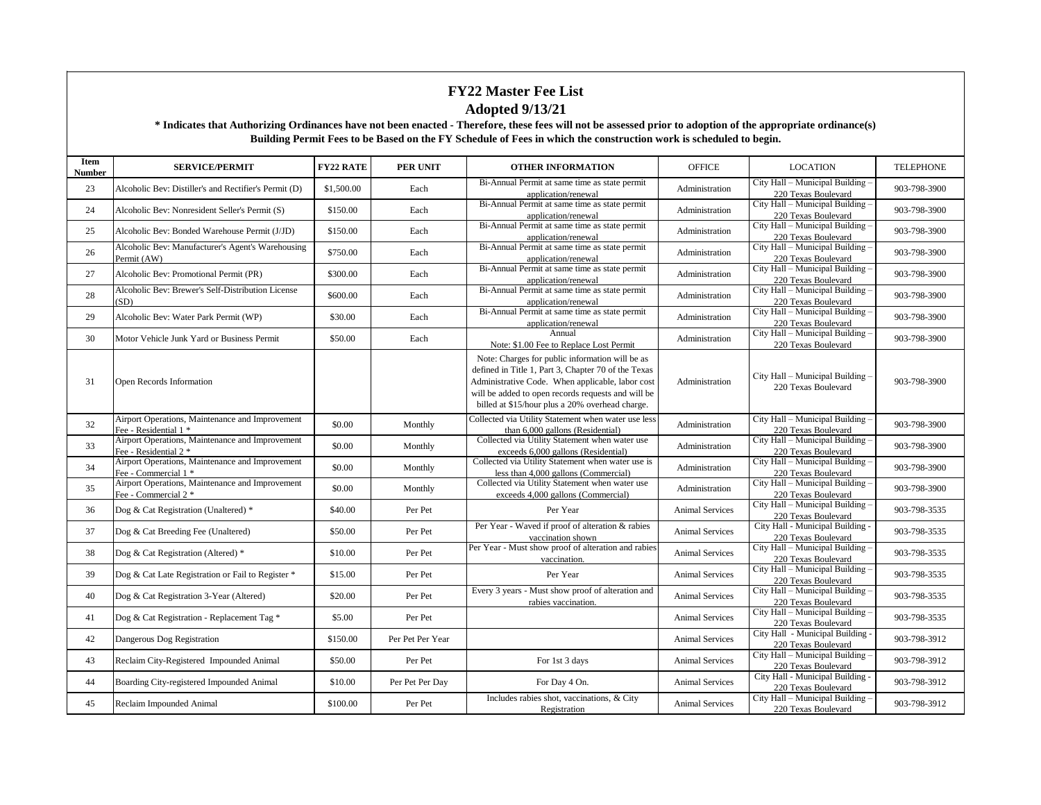# FY22 Master Fee List

## Adopted 9/13/21

**\* Indicates that Authorizing Ordinances have not been enacted - Therefore, these fees will not be assessed prior to adoption of the appropriate ordinance(s)**

**Building Permit Fees to be Based on the FY Schedule of Fees in which the construction work is scheduled to begin.**

| Item Number | SERVICE/PERMIT | FY22 RATE | PER UNIT | OTHER INFORMATION | OFFICE | LOCATION | TELEPHONE |
|---|---|---|---|---|---|---|---|
| 23 | Alcoholic Bev: Distiller's and Rectifier's Permit (D) | $1,500.00 | Each | Bi-Annual Permit at same time as state permit application/renewal | Administration | City Hall – Municipal Building – 220 Texas Boulevard | 903-798-3900 |
| 24 | Alcoholic Bev: Nonresident Seller's Permit (S) | $150.00 | Each | Bi-Annual Permit at same time as state permit application/renewal | Administration | City Hall – Municipal Building – 220 Texas Boulevard | 903-798-3900 |
| 25 | Alcoholic Bev: Bonded Warehouse Permit (J/JD) | $150.00 | Each | Bi-Annual Permit at same time as state permit application/renewal | Administration | City Hall – Municipal Building – 220 Texas Boulevard | 903-798-3900 |
| 26 | Alcoholic Bev: Manufacturer's Agent's Warehousing Permit (AW) | $750.00 | Each | Bi-Annual Permit at same time as state permit application/renewal | Administration | City Hall – Municipal Building – 220 Texas Boulevard | 903-798-3900 |
| 27 | Alcoholic Bev: Promotional Permit (PR) | $300.00 | Each | Bi-Annual Permit at same time as state permit application/renewal | Administration | City Hall – Municipal Building – 220 Texas Boulevard | 903-798-3900 |
| 28 | Alcoholic Bev: Brewer's Self-Distribution License (SD) | $600.00 | Each | Bi-Annual Permit at same time as state permit application/renewal | Administration | City Hall – Municipal Building – 220 Texas Boulevard | 903-798-3900 |
| 29 | Alcoholic Bev: Water Park Permit (WP) | $30.00 | Each | Bi-Annual Permit at same time as state permit application/renewal | Administration | City Hall – Municipal Building – 220 Texas Boulevard | 903-798-3900 |
| 30 | Motor Vehicle Junk Yard or Business Permit | $50.00 | Each | Annual<br>Note: $1.00 Fee to Replace Lost Permit | Administration | City Hall – Municipal Building – 220 Texas Boulevard | 903-798-3900 |
| 31 | Open Records Information | | | Note: Charges for public information will be as defined in Title 1, Part 3, Chapter 70 of the Texas Administrative Code. When applicable, labor cost will be added to open records requests and will be billed at $15/hour plus a 20% overhead charge. | Administration | City Hall – Municipal Building – 220 Texas Boulevard | 903-798-3900 |
| 32 | Airport Operations, Maintenance and Improvement Fee - Residential 1 * | $0.00 | Monthly | Collected via Utility Statement when water use less than 6,000 gallons (Residential) | Administration | City Hall – Municipal Building – 220 Texas Boulevard | 903-798-3900 |
| 33 | Airport Operations, Maintenance and Improvement Fee - Residential 2 * | $0.00 | Monthly | Collected via Utility Statement when water use exceeds 6,000 gallons (Residential) | Administration | City Hall – Municipal Building – 220 Texas Boulevard | 903-798-3900 |
| 34 | Airport Operations, Maintenance and Improvement Fee - Commercial 1 * | $0.00 | Monthly | Collected via Utility Statement when water use is less than 4,000 gallons (Commercial) | Administration | City Hall – Municipal Building – 220 Texas Boulevard | 903-798-3900 |
| 35 | Airport Operations, Maintenance and Improvement Fee - Commercial 2 * | $0.00 | Monthly | Collected via Utility Statement when water use exceeds 4,000 gallons (Commercial) | Administration | City Hall – Municipal Building – 220 Texas Boulevard | 903-798-3900 |
| 36 | Dog & Cat Registration (Unaltered) * | $40.00 | Per Pet | Per Year | Animal Services | City Hall – Municipal Building – 220 Texas Boulevard | 903-798-3535 |
| 37 | Dog & Cat Breeding Fee (Unaltered) | $50.00 | Per Pet | Per Year - Waved if proof of alteration & rabies vaccination shown | Animal Services | City Hall - Municipal Building - 220 Texas Boulevard | 903-798-3535 |
| 38 | Dog & Cat Registration (Altered) * | $10.00 | Per Pet | Per Year - Must show proof of alteration and rabies vaccination. | Animal Services | City Hall – Municipal Building – 220 Texas Boulevard | 903-798-3535 |
| 39 | Dog & Cat Late Registration or Fail to Register * | $15.00 | Per Pet | Per Year | Animal Services | City Hall – Municipal Building – 220 Texas Boulevard | 903-798-3535 |
| 40 | Dog & Cat Registration 3-Year (Altered) | $20.00 | Per Pet | Every 3 years - Must show proof of alteration and rabies vaccination. | Animal Services | City Hall – Municipal Building – 220 Texas Boulevard | 903-798-3535 |
| 41 | Dog & Cat Registration - Replacement Tag * | $5.00 | Per Pet | | Animal Services | City Hall – Municipal Building – 220 Texas Boulevard | 903-798-3535 |
| 42 | Dangerous Dog Registration | $150.00 | Per Pet Per Year | | Animal Services | City Hall - Municipal Building - 220 Texas Boulevard | 903-798-3912 |
| 43 | Reclaim City-Registered Impounded Animal | $50.00 | Per Pet | For 1st 3 days | Animal Services | City Hall – Municipal Building – 220 Texas Boulevard | 903-798-3912 |
| 44 | Boarding City-registered Impounded Animal | $10.00 | Per Pet Per Day | For Day 4 On. | Animal Services | City Hall - Municipal Building - 220 Texas Boulevard | 903-798-3912 |
| 45 | Reclaim Impounded Animal | $100.00 | Per Pet | Includes rabies shot, vaccinations, & City Registration | Animal Services | City Hall – Municipal Building – 220 Texas Boulevard | 903-798-3912 |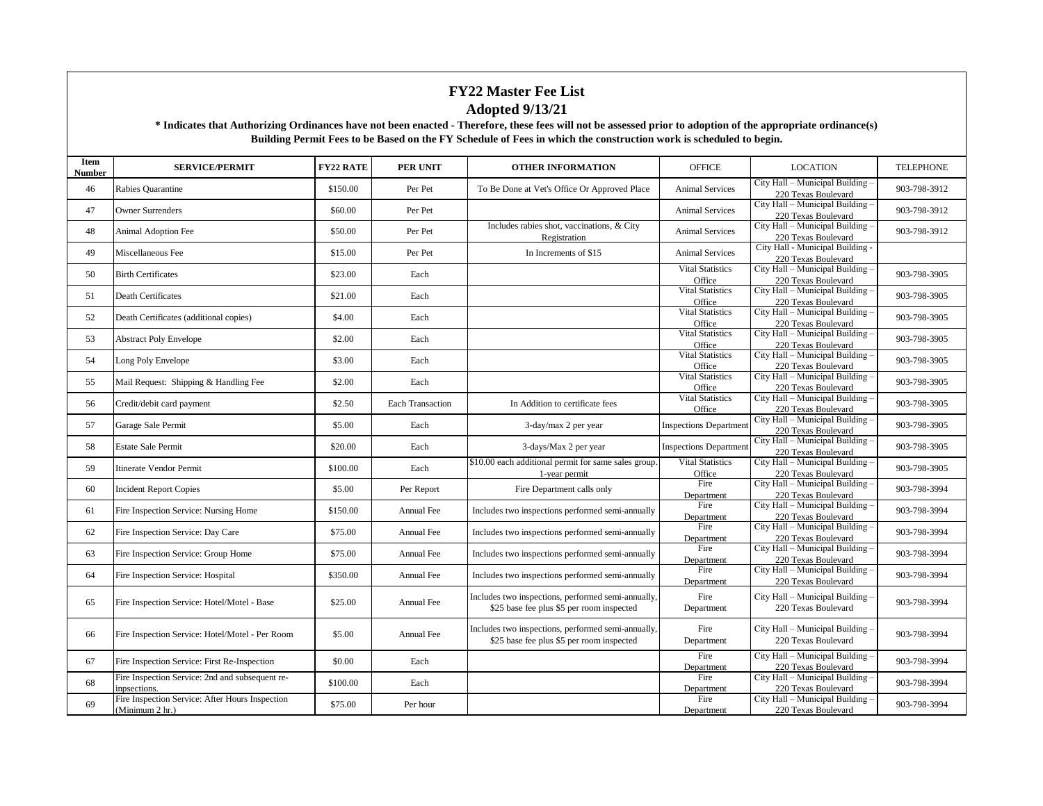# FY22 Master Fee List

## Adopted 9/13/21

**\* Indicates that Authorizing Ordinances have not been enacted - Therefore, these fees will not be assessed prior to adoption of the appropriate ordinance(s)**

**Building Permit Fees to be Based on the FY Schedule of Fees in which the construction work is scheduled to begin.**

| Item Number | SERVICE/PERMIT | FY22 RATE | PER UNIT | OTHER INFORMATION | OFFICE | LOCATION | TELEPHONE |
|---|---|---|---|---|---|---|---|
| 46 | Rabies Quarantine | $150.00 | Per Pet | To Be Done at Vet's Office Or Approved Place | Animal Services | City Hall – Municipal Building – 220 Texas Boulevard | 903-798-3912 |
| 47 | Owner Surrenders | $60.00 | Per Pet | | Animal Services | City Hall – Municipal Building – 220 Texas Boulevard | 903-798-3912 |
| 48 | Animal Adoption Fee | $50.00 | Per Pet | Includes rabies shot, vaccinations, & City Registration | Animal Services | City Hall – Municipal Building – 220 Texas Boulevard | 903-798-3912 |
| 49 | Miscellaneous Fee | $15.00 | Per Pet | In Increments of $15 | Animal Services | City Hall - Municipal Building - 220 Texas Boulevard | |
| 50 | Birth Certificates | $23.00 | Each | | Vital Statistics Office | City Hall – Municipal Building – 220 Texas Boulevard | 903-798-3905 |
| 51 | Death Certificates | $21.00 | Each | | Vital Statistics Office | City Hall – Municipal Building – 220 Texas Boulevard | 903-798-3905 |
| 52 | Death Certificates (additional copies) | $4.00 | Each | | Vital Statistics Office | City Hall – Municipal Building – 220 Texas Boulevard | 903-798-3905 |
| 53 | Abstract Poly Envelope | $2.00 | Each | | Vital Statistics Office | City Hall – Municipal Building – 220 Texas Boulevard | 903-798-3905 |
| 54 | Long Poly Envelope | $3.00 | Each | | Vital Statistics Office | City Hall – Municipal Building – 220 Texas Boulevard | 903-798-3905 |
| 55 | Mail Request: Shipping & Handling Fee | $2.00 | Each | | Vital Statistics Office | City Hall – Municipal Building – 220 Texas Boulevard | 903-798-3905 |
| 56 | Credit/debit card payment | $2.50 | Each Transaction | In Addition to certificate fees | Vital Statistics Office | City Hall – Municipal Building – 220 Texas Boulevard | 903-798-3905 |
| 57 | Garage Sale Permit | $5.00 | Each | 3-day/max 2 per year | Inspections Department | City Hall – Municipal Building – 220 Texas Boulevard | 903-798-3905 |
| 58 | Estate Sale Permit | $20.00 | Each | 3-days/Max 2 per year | Inspections Department | City Hall – Municipal Building – 220 Texas Boulevard | 903-798-3905 |
| 59 | Itinerate Vendor Permit | $100.00 | Each | $10.00 each additional permit for same sales group. 1-year permit | Vital Statistics Office | City Hall – Municipal Building – 220 Texas Boulevard | 903-798-3905 |
| 60 | Incident Report Copies | $5.00 | Per Report | Fire Department calls only | Fire Department | City Hall – Municipal Building – 220 Texas Boulevard | 903-798-3994 |
| 61 | Fire Inspection Service: Nursing Home | $150.00 | Annual Fee | Includes two inspections performed semi-annually | Fire Department | City Hall – Municipal Building – 220 Texas Boulevard | 903-798-3994 |
| 62 | Fire Inspection Service: Day Care | $75.00 | Annual Fee | Includes two inspections performed semi-annually | Fire Department | City Hall – Municipal Building – 220 Texas Boulevard | 903-798-3994 |
| 63 | Fire Inspection Service: Group Home | $75.00 | Annual Fee | Includes two inspections performed semi-annually | Fire Department | City Hall – Municipal Building – 220 Texas Boulevard | 903-798-3994 |
| 64 | Fire Inspection Service: Hospital | $350.00 | Annual Fee | Includes two inspections performed semi-annually | Fire Department | City Hall – Municipal Building – 220 Texas Boulevard | 903-798-3994 |
| 65 | Fire Inspection Service: Hotel/Motel - Base | $25.00 | Annual Fee | Includes two inspections, performed semi-annually, $25 base fee plus $5 per room inspected | Fire Department | City Hall – Municipal Building – 220 Texas Boulevard | 903-798-3994 |
| 66 | Fire Inspection Service: Hotel/Motel - Per Room | $5.00 | Annual Fee | Includes two inspections, performed semi-annually, $25 base fee plus $5 per room inspected | Fire Department | City Hall – Municipal Building – 220 Texas Boulevard | 903-798-3994 |
| 67 | Fire Inspection Service: First Re-Inspection | $0.00 | Each | | Fire Department | City Hall – Municipal Building – 220 Texas Boulevard | 903-798-3994 |
| 68 | Fire Inspection Service: 2nd and subsequent re-inpsections. | $100.00 | Each | | Fire Department | City Hall – Municipal Building – 220 Texas Boulevard | 903-798-3994 |
| 69 | Fire Inspection Service: After Hours Inspection (Minimum 2 hr.) | $75.00 | Per hour | | Fire Department | City Hall – Municipal Building – 220 Texas Boulevard | 903-798-3994 |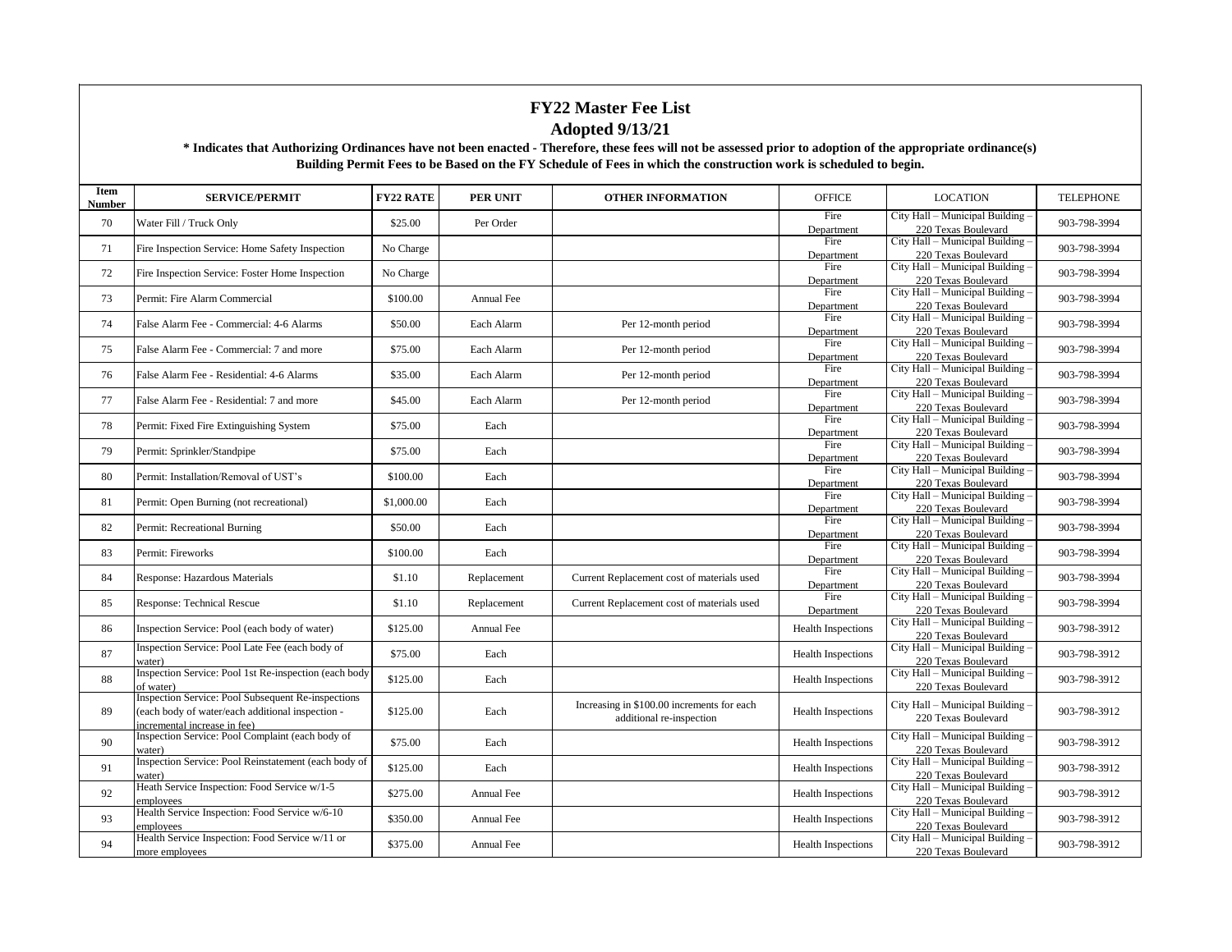# FY22 Master Fee List

## Adopted 9/13/21

**\* Indicates that Authorizing Ordinances have not been enacted - Therefore, these fees will not be assessed prior to adoption of the appropriate ordinance(s)**

**Building Permit Fees to be Based on the FY Schedule of Fees in which the construction work is scheduled to begin.**

| Item Number | SERVICE/PERMIT | FY22 RATE | PER UNIT | OTHER INFORMATION | OFFICE | LOCATION | TELEPHONE |
|---|---|---|---|---|---|---|---|
| 70 | Water Fill / Truck Only | $25.00 | Per Order | | Fire Department | City Hall – Municipal Building – 220 Texas Boulevard | 903-798-3994 |
| 71 | Fire Inspection Service: Home Safety Inspection | No Charge | | | Fire Department | City Hall – Municipal Building – 220 Texas Boulevard | 903-798-3994 |
| 72 | Fire Inspection Service: Foster Home Inspection | No Charge | | | Fire Department | City Hall – Municipal Building – 220 Texas Boulevard | 903-798-3994 |
| 73 | Permit: Fire Alarm Commercial | $100.00 | Annual Fee | | Fire Department | City Hall – Municipal Building – 220 Texas Boulevard | 903-798-3994 |
| 74 | False Alarm Fee - Commercial: 4-6 Alarms | $50.00 | Each Alarm | Per 12-month period | Fire Department | City Hall – Municipal Building – 220 Texas Boulevard | 903-798-3994 |
| 75 | False Alarm Fee - Commercial: 7 and more | $75.00 | Each Alarm | Per 12-month period | Fire Department | City Hall – Municipal Building – 220 Texas Boulevard | 903-798-3994 |
| 76 | False Alarm Fee - Residential: 4-6 Alarms | $35.00 | Each Alarm | Per 12-month period | Fire Department | City Hall – Municipal Building – 220 Texas Boulevard | 903-798-3994 |
| 77 | False Alarm Fee - Residential: 7 and more | $45.00 | Each Alarm | Per 12-month period | Fire Department | City Hall – Municipal Building – 220 Texas Boulevard | 903-798-3994 |
| 78 | Permit: Fixed Fire Extinguishing System | $75.00 | Each | | Fire Department | City Hall – Municipal Building – 220 Texas Boulevard | 903-798-3994 |
| 79 | Permit: Sprinkler/Standpipe | $75.00 | Each | | Fire Department | City Hall – Municipal Building – 220 Texas Boulevard | 903-798-3994 |
| 80 | Permit: Installation/Removal of UST's | $100.00 | Each | | Fire Department | City Hall – Municipal Building – 220 Texas Boulevard | 903-798-3994 |
| 81 | Permit: Open Burning (not recreational) | $1,000.00 | Each | | Fire Department | City Hall – Municipal Building – 220 Texas Boulevard | 903-798-3994 |
| 82 | Permit: Recreational Burning | $50.00 | Each | | Fire Department | City Hall – Municipal Building – 220 Texas Boulevard | 903-798-3994 |
| 83 | Permit: Fireworks | $100.00 | Each | | Fire Department | City Hall – Municipal Building – 220 Texas Boulevard | 903-798-3994 |
| 84 | Response: Hazardous Materials | $1.10 | Replacement | Current Replacement cost of materials used | Fire Department | City Hall – Municipal Building – 220 Texas Boulevard | 903-798-3994 |
| 85 | Response: Technical Rescue | $1.10 | Replacement | Current Replacement cost of materials used | Fire Department | City Hall – Municipal Building – 220 Texas Boulevard | 903-798-3994 |
| 86 | Inspection Service: Pool (each body of water) | $125.00 | Annual Fee | | Health Inspections | City Hall – Municipal Building – 220 Texas Boulevard | 903-798-3912 |
| 87 | Inspection Service: Pool Late Fee (each body of water) | $75.00 | Each | | Health Inspections | City Hall – Municipal Building – 220 Texas Boulevard | 903-798-3912 |
| 88 | Inspection Service: Pool 1st Re-inspection (each body of water) | $125.00 | Each | | Health Inspections | City Hall – Municipal Building – 220 Texas Boulevard | 903-798-3912 |
| 89 | Inspection Service: Pool Subsequent Re-inspections (each body of water/each additional inspection - incremental increase in fee) | $125.00 | Each | Increasing in $100.00 increments for each additional re-inspection | Health Inspections | City Hall – Municipal Building – 220 Texas Boulevard | 903-798-3912 |
| 90 | Inspection Service: Pool Complaint (each body of water) | $75.00 | Each | | Health Inspections | City Hall – Municipal Building – 220 Texas Boulevard | 903-798-3912 |
| 91 | Inspection Service: Pool Reinstatement (each body of water) | $125.00 | Each | | Health Inspections | City Hall – Municipal Building – 220 Texas Boulevard | 903-798-3912 |
| 92 | Heath Service Inspection: Food Service w/1-5 employees | $275.00 | Annual Fee | | Health Inspections | City Hall – Municipal Building – 220 Texas Boulevard | 903-798-3912 |
| 93 | Health Service Inspection: Food Service w/6-10 employees | $350.00 | Annual Fee | | Health Inspections | City Hall – Municipal Building – 220 Texas Boulevard | 903-798-3912 |
| 94 | Health Service Inspection: Food Service w/11 or more employees | $375.00 | Annual Fee | | Health Inspections | City Hall – Municipal Building – 220 Texas Boulevard | 903-798-3912 |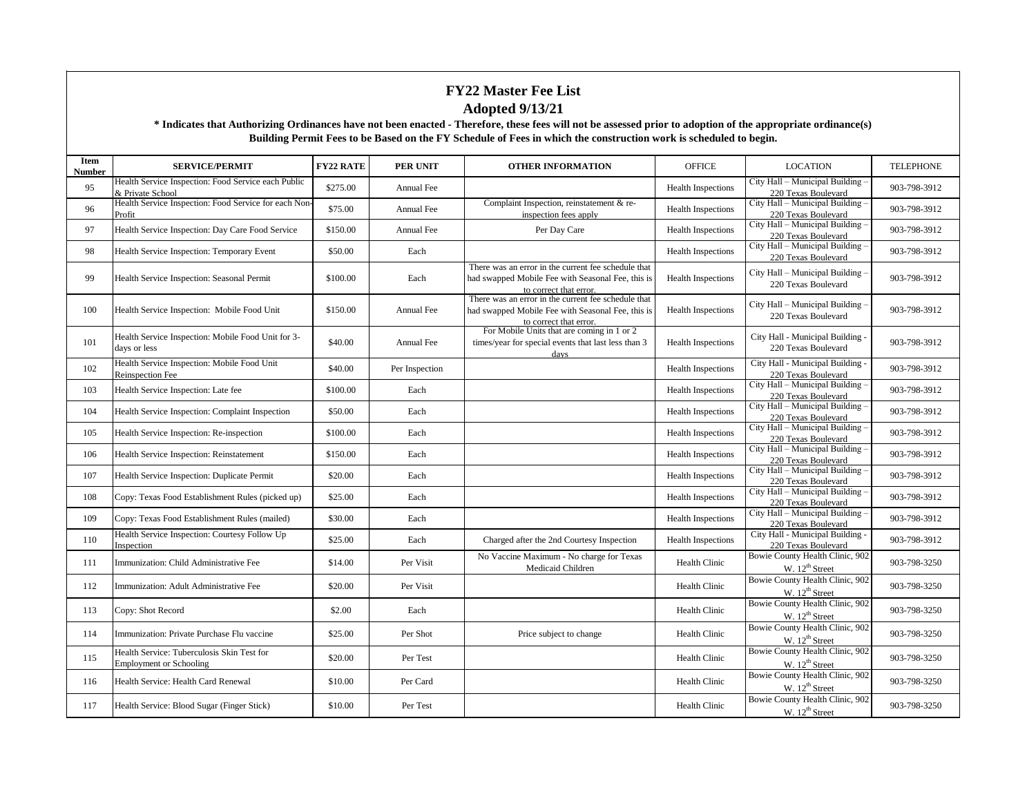# FY22 Master Fee List

## Adopted 9/13/21

**\* Indicates that Authorizing Ordinances have not been enacted - Therefore, these fees will not be assessed prior to adoption of the appropriate ordinance(s)**

**Building Permit Fees to be Based on the FY Schedule of Fees in which the construction work is scheduled to begin.**

| Item Number | SERVICE/PERMIT | FY22 RATE | PER UNIT | OTHER INFORMATION | OFFICE | LOCATION | TELEPHONE |
|---|---|---|---|---|---|---|---|
| 95 | Health Service Inspection: Food Service each Public & Private School | \$275.00 | Annual Fee | | Health Inspections | City Hall – Municipal Building – 220 Texas Boulevard | 903-798-3912 |
| 96 | Health Service Inspection: Food Service for each Non-Profit | \$75.00 | Annual Fee | Complaint Inspection, reinstatement & re-inspection fees apply | Health Inspections | City Hall – Municipal Building – 220 Texas Boulevard | 903-798-3912 |
| 97 | Health Service Inspection: Day Care Food Service | \$150.00 | Annual Fee | Per Day Care | Health Inspections | City Hall – Municipal Building – 220 Texas Boulevard | 903-798-3912 |
| 98 | Health Service Inspection: Temporary Event | \$50.00 | Each | | Health Inspections | City Hall – Municipal Building – 220 Texas Boulevard | 903-798-3912 |
| 99 | Health Service Inspection: Seasonal Permit | \$100.00 | Each | There was an error in the current fee schedule that had swapped Mobile Fee with Seasonal Fee, this is to correct that error. | Health Inspections | City Hall – Municipal Building – 220 Texas Boulevard | 903-798-3912 |
| 100 | Health Service Inspection: Mobile Food Unit | \$150.00 | Annual Fee | There was an error in the current fee schedule that had swapped Mobile Fee with Seasonal Fee, this is to correct that error. | Health Inspections | City Hall – Municipal Building – 220 Texas Boulevard | 903-798-3912 |
| 101 | Health Service Inspection: Mobile Food Unit for 3-days or less | \$40.00 | Annual Fee | For Mobile Units that are coming in 1 or 2 times/year for special events that last less than 3 days | Health Inspections | City Hall - Municipal Building - 220 Texas Boulevard | 903-798-3912 |
| 102 | Health Service Inspection: Mobile Food Unit Reinspection Fee | \$40.00 | Per Inspection | | Health Inspections | City Hall - Municipal Building - 220 Texas Boulevard | 903-798-3912 |
| 103 | Health Service Inspection: Late fee | \$100.00 | Each | | Health Inspections | City Hall – Municipal Building – 220 Texas Boulevard | 903-798-3912 |
| 104 | Health Service Inspection: Complaint Inspection | \$50.00 | Each | | Health Inspections | City Hall – Municipal Building – 220 Texas Boulevard | 903-798-3912 |
| 105 | Health Service Inspection: Re-inspection | \$100.00 | Each | | Health Inspections | City Hall – Municipal Building – 220 Texas Boulevard | 903-798-3912 |
| 106 | Health Service Inspection: Reinstatement | \$150.00 | Each | | Health Inspections | City Hall – Municipal Building – 220 Texas Boulevard | 903-798-3912 |
| 107 | Health Service Inspection: Duplicate Permit | \$20.00 | Each | | Health Inspections | City Hall – Municipal Building – 220 Texas Boulevard | 903-798-3912 |
| 108 | Copy: Texas Food Establishment Rules (picked up) | \$25.00 | Each | | Health Inspections | City Hall – Municipal Building – 220 Texas Boulevard | 903-798-3912 |
| 109 | Copy: Texas Food Establishment Rules (mailed) | \$30.00 | Each | | Health Inspections | City Hall – Municipal Building – 220 Texas Boulevard | 903-798-3912 |
| 110 | Health Service Inspection: Courtesy Follow Up Inspection | \$25.00 | Each | Charged after the 2nd Courtesy Inspection | Health Inspections | City Hall - Municipal Building - 220 Texas Boulevard | 903-798-3912 |
| 111 | Immunization: Child Administrative Fee | \$14.00 | Per Visit | No Vaccine Maximum - No charge for Texas Medicaid Children | Health Clinic | Bowie County Health Clinic, 902 W. 12th Street | 903-798-3250 |
| 112 | Immunization: Adult Administrative Fee | \$20.00 | Per Visit | | Health Clinic | Bowie County Health Clinic, 902 W. 12th Street | 903-798-3250 |
| 113 | Copy: Shot Record | \$2.00 | Each | | Health Clinic | Bowie County Health Clinic, 902 W. 12th Street | 903-798-3250 |
| 114 | Immunization: Private Purchase Flu vaccine | \$25.00 | Per Shot | Price subject to change | Health Clinic | Bowie County Health Clinic, 902 W. 12th Street | 903-798-3250 |
| 115 | Health Service: Tuberculosis Skin Test for Employment or Schooling | \$20.00 | Per Test | | Health Clinic | Bowie County Health Clinic, 902 W. 12th Street | 903-798-3250 |
| 116 | Health Service: Health Card Renewal | \$10.00 | Per Card | | Health Clinic | Bowie County Health Clinic, 902 W. 12th Street | 903-798-3250 |
| 117 | Health Service: Blood Sugar (Finger Stick) | \$10.00 | Per Test | | Health Clinic | Bowie County Health Clinic, 902 W. 12th Street | 903-798-3250 |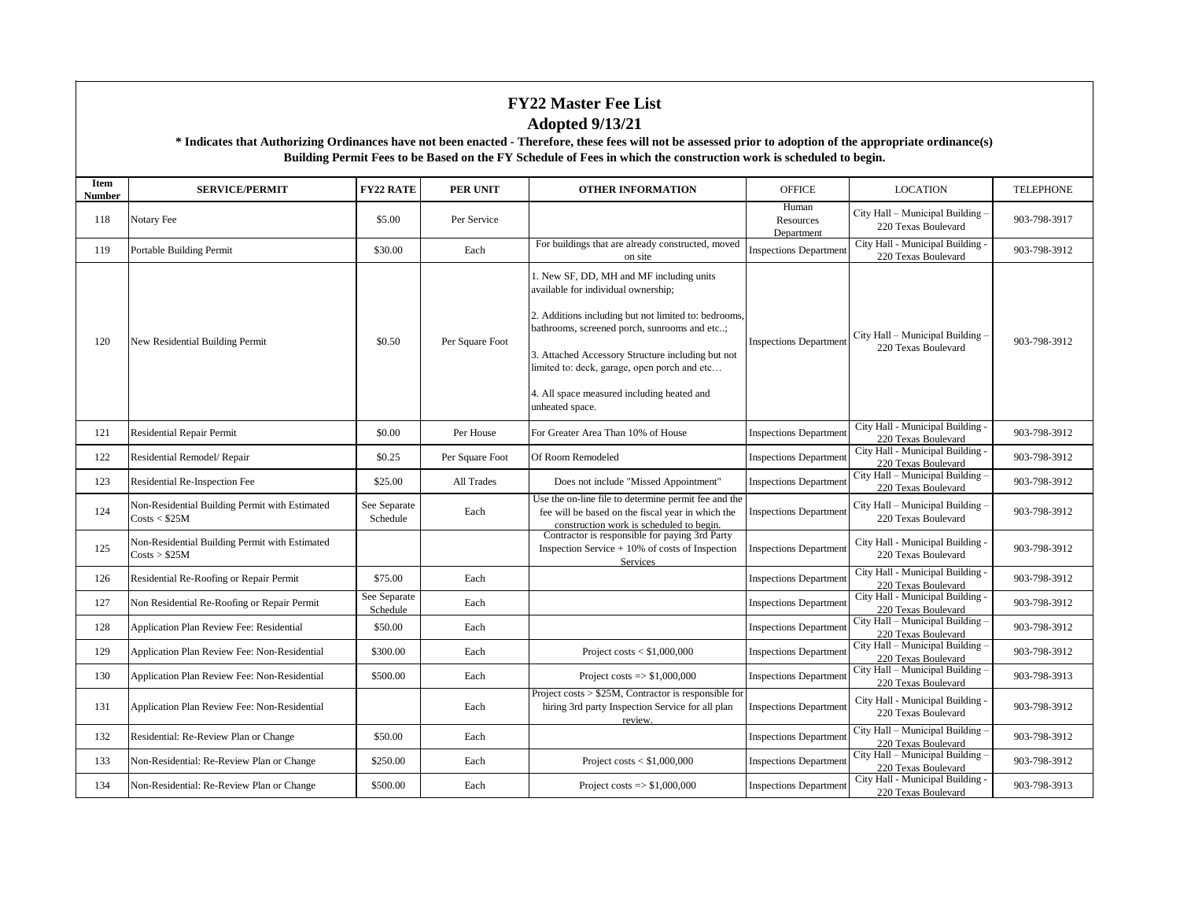# FY22 Master Fee List

## Adopted 9/13/21

**\* Indicates that Authorizing Ordinances have not been enacted - Therefore, these fees will not be assessed prior to adoption of the appropriate ordinance(s)**

**Building Permit Fees to be Based on the FY Schedule of Fees in which the construction work is scheduled to begin.**

| Item Number | SERVICE/PERMIT | FY22 RATE | PER UNIT | OTHER INFORMATION | OFFICE | LOCATION | TELEPHONE |
|---|---|---|---|---|---|---|---|
| 118 | Notary Fee | $5.00 | Per Service | | Human Resources Department | City Hall – Municipal Building – 220 Texas Boulevard | 903-798-3917 |
| 119 | Portable Building Permit | $30.00 | Each | For buildings that are already constructed, moved on site | Inspections Department | City Hall - Municipal Building - 220 Texas Boulevard | 903-798-3912 |
| 120 | New Residential Building Permit | $0.50 | Per Square Foot | 1. New SF, DD, MH and MF including units available for individual ownership; 2. Additions including but not limited to: bedrooms, bathrooms, screened porch, sunrooms and etc..; 3. Attached Accessory Structure including but not limited to: deck, garage, open porch and etc… 4. All space measured including heated and unheated space. | Inspections Department | City Hall – Municipal Building – 220 Texas Boulevard | 903-798-3912 |
| 121 | Residential Repair Permit | $0.00 | Per House | For Greater Area Than 10% of House | Inspections Department | City Hall - Municipal Building - 220 Texas Boulevard | 903-798-3912 |
| 122 | Residential Remodel/ Repair | $0.25 | Per Square Foot | Of Room Remodeled | Inspections Department | City Hall - Municipal Building - 220 Texas Boulevard | 903-798-3912 |
| 123 | Residential Re-Inspection Fee | $25.00 | All Trades | Does not include "Missed Appointment" | Inspections Department | City Hall – Municipal Building – 220 Texas Boulevard | 903-798-3912 |
| 124 | Non-Residential Building Permit with Estimated Costs < $25M | See Separate Schedule | Each | Use the on-line file to determine permit fee and the fee will be based on the fiscal year in which the construction work is scheduled to begin. | Inspections Department | City Hall – Municipal Building – 220 Texas Boulevard | 903-798-3912 |
| 125 | Non-Residential Building Permit with Estimated Costs > $25M | | | Contractor is responsible for paying 3rd Party Inspection Service + 10% of costs of Inspection Services | Inspections Department | City Hall - Municipal Building - 220 Texas Boulevard | 903-798-3912 |
| 126 | Residential Re-Roofing or Repair Permit | $75.00 | Each | | Inspections Department | City Hall - Municipal Building - 220 Texas Boulevard | 903-798-3912 |
| 127 | Non Residential Re-Roofing or Repair Permit | See Separate Schedule | Each | | Inspections Department | City Hall - Municipal Building - 220 Texas Boulevard | 903-798-3912 |
| 128 | Application Plan Review Fee: Residential | $50.00 | Each | | Inspections Department | City Hall – Municipal Building – 220 Texas Boulevard | 903-798-3912 |
| 129 | Application Plan Review Fee: Non-Residential | $300.00 | Each | Project costs < $1,000,000 | Inspections Department | City Hall – Municipal Building – 220 Texas Boulevard | 903-798-3912 |
| 130 | Application Plan Review Fee: Non-Residential | $500.00 | Each | Project costs => $1,000,000 | Inspections Department | City Hall – Municipal Building – 220 Texas Boulevard | 903-798-3913 |
| 131 | Application Plan Review Fee: Non-Residential | | Each | Project costs > $25M, Contractor is responsible for hiring 3rd party Inspection Service for all plan review. | Inspections Department | City Hall - Municipal Building - 220 Texas Boulevard | 903-798-3912 |
| 132 | Residential: Re-Review Plan or Change | $50.00 | Each | | Inspections Department | City Hall – Municipal Building – 220 Texas Boulevard | 903-798-3912 |
| 133 | Non-Residential: Re-Review Plan or Change | $250.00 | Each | Project costs < $1,000,000 | Inspections Department | City Hall – Municipal Building – 220 Texas Boulevard | 903-798-3912 |
| 134 | Non-Residential: Re-Review Plan or Change | $500.00 | Each | Project costs => $1,000,000 | Inspections Department | City Hall - Municipal Building - 220 Texas Boulevard | 903-798-3913 |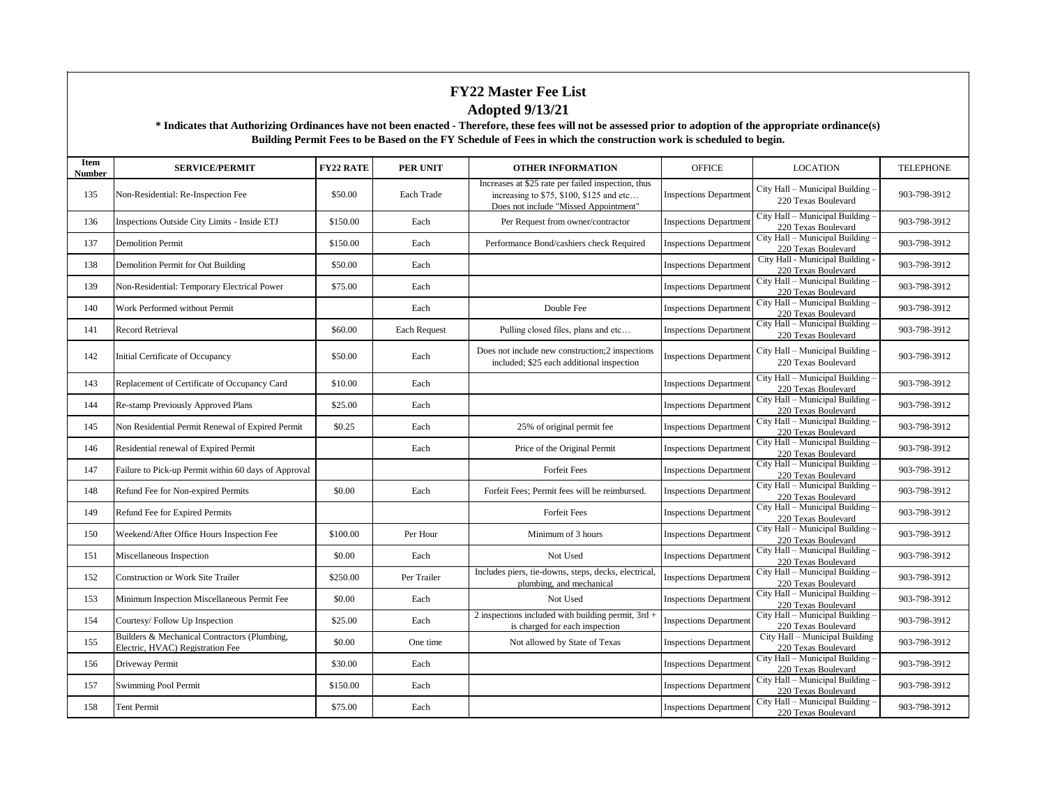# FY22 Master Fee List

## Adopted 9/13/21

**\* Indicates that Authorizing Ordinances have not been enacted - Therefore, these fees will not be assessed prior to adoption of the appropriate ordinance(s)**

**Building Permit Fees to be Based on the FY Schedule of Fees in which the construction work is scheduled to begin.**

| Item Number | SERVICE/PERMIT | FY22 RATE | PER UNIT | OTHER INFORMATION | OFFICE | LOCATION | TELEPHONE |
|---|---|---|---|---|---|---|---|
| 135 | Non-Residential: Re-Inspection Fee | $50.00 | Each Trade | Increases at $25 rate per failed inspection, thus increasing to $75, $100, $125 and etc… Does not include "Missed Appointment" | Inspections Department | City Hall – Municipal Building – 220 Texas Boulevard | 903-798-3912 |
| 136 | Inspections Outside City Limits - Inside ETJ | $150.00 | Each | Per Request from owner/contractor | Inspections Department | City Hall – Municipal Building – 220 Texas Boulevard | 903-798-3912 |
| 137 | Demolition Permit | $150.00 | Each | Performance Bond/cashiers check Required | Inspections Department | City Hall – Municipal Building – 220 Texas Boulevard | 903-798-3912 |
| 138 | Demolition Permit for Out Building | $50.00 | Each | | Inspections Department | City Hall - Municipal Building - 220 Texas Boulevard | 903-798-3912 |
| 139 | Non-Residential: Temporary Electrical Power | $75.00 | Each | | Inspections Department | City Hall – Municipal Building – 220 Texas Boulevard | 903-798-3912 |
| 140 | Work Performed without Permit | | Each | Double Fee | Inspections Department | City Hall – Municipal Building – 220 Texas Boulevard | 903-798-3912 |
| 141 | Record Retrieval | $60.00 | Each Request | Pulling closed files, plans and etc… | Inspections Department | City Hall – Municipal Building – 220 Texas Boulevard | 903-798-3912 |
| 142 | Initial Certificate of Occupancy | $50.00 | Each | Does not include new construction;2 inspections included; $25 each additional inspection | Inspections Department | City Hall – Municipal Building – 220 Texas Boulevard | 903-798-3912 |
| 143 | Replacement of Certificate of Occupancy Card | $10.00 | Each | | Inspections Department | City Hall – Municipal Building – 220 Texas Boulevard | 903-798-3912 |
| 144 | Re-stamp Previously Approved Plans | $25.00 | Each | | Inspections Department | City Hall – Municipal Building – 220 Texas Boulevard | 903-798-3912 |
| 145 | Non Residential Permit Renewal of Expired Permit | $0.25 | Each | 25% of original permit fee | Inspections Department | City Hall – Municipal Building – 220 Texas Boulevard | 903-798-3912 |
| 146 | Residential renewal of Expired Permit | | Each | Price of the Original Permit | Inspections Department | City Hall – Municipal Building – 220 Texas Boulevard | 903-798-3912 |
| 147 | Failure to Pick-up Permit within 60 days of Approval | | | Forfeit Fees | Inspections Department | City Hall – Municipal Building – 220 Texas Boulevard | 903-798-3912 |
| 148 | Refund Fee for Non-expired Permits | $0.00 | Each | Forfeit Fees; Permit fees will be reimbursed. | Inspections Department | City Hall – Municipal Building – 220 Texas Boulevard | 903-798-3912 |
| 149 | Refund Fee for Expired Permits | | | Forfeit Fees | Inspections Department | City Hall – Municipal Building – 220 Texas Boulevard | 903-798-3912 |
| 150 | Weekend/After Office Hours Inspection Fee | $100.00 | Per Hour | Minimum of 3 hours | Inspections Department | City Hall – Municipal Building – 220 Texas Boulevard | 903-798-3912 |
| 151 | Miscellaneous Inspection | $0.00 | Each | Not Used | Inspections Department | City Hall – Municipal Building – 220 Texas Boulevard | 903-798-3912 |
| 152 | Construction or Work Site Trailer | $250.00 | Per Trailer | Includes piers, tie-downs, steps, decks, electrical, plumbing, and mechanical | Inspections Department | City Hall – Municipal Building – 220 Texas Boulevard | 903-798-3912 |
| 153 | Minimum Inspection Miscellaneous Permit Fee | $0.00 | Each | Not Used | Inspections Department | City Hall – Municipal Building – 220 Texas Boulevard | 903-798-3912 |
| 154 | Courtesy/ Follow Up Inspection | $25.00 | Each | 2 inspections included with building permit, 3rd + is charged for each inspection | Inspections Department | City Hall – Municipal Building – 220 Texas Boulevard | 903-798-3912 |
| 155 | Builders & Mechanical Contractors (Plumbing, Electric, HVAC) Registration Fee | $0.00 | One time | Not allowed by State of Texas | Inspections Department | City Hall – Municipal Building 220 Texas Boulevard | 903-798-3912 |
| 156 | Driveway Permit | $30.00 | Each | | Inspections Department | City Hall – Municipal Building – 220 Texas Boulevard | 903-798-3912 |
| 157 | Swimming Pool Permit | $150.00 | Each | | Inspections Department | City Hall – Municipal Building – 220 Texas Boulevard | 903-798-3912 |
| 158 | Tent Permit | $75.00 | Each | | Inspections Department | City Hall – Municipal Building – 220 Texas Boulevard | 903-798-3912 |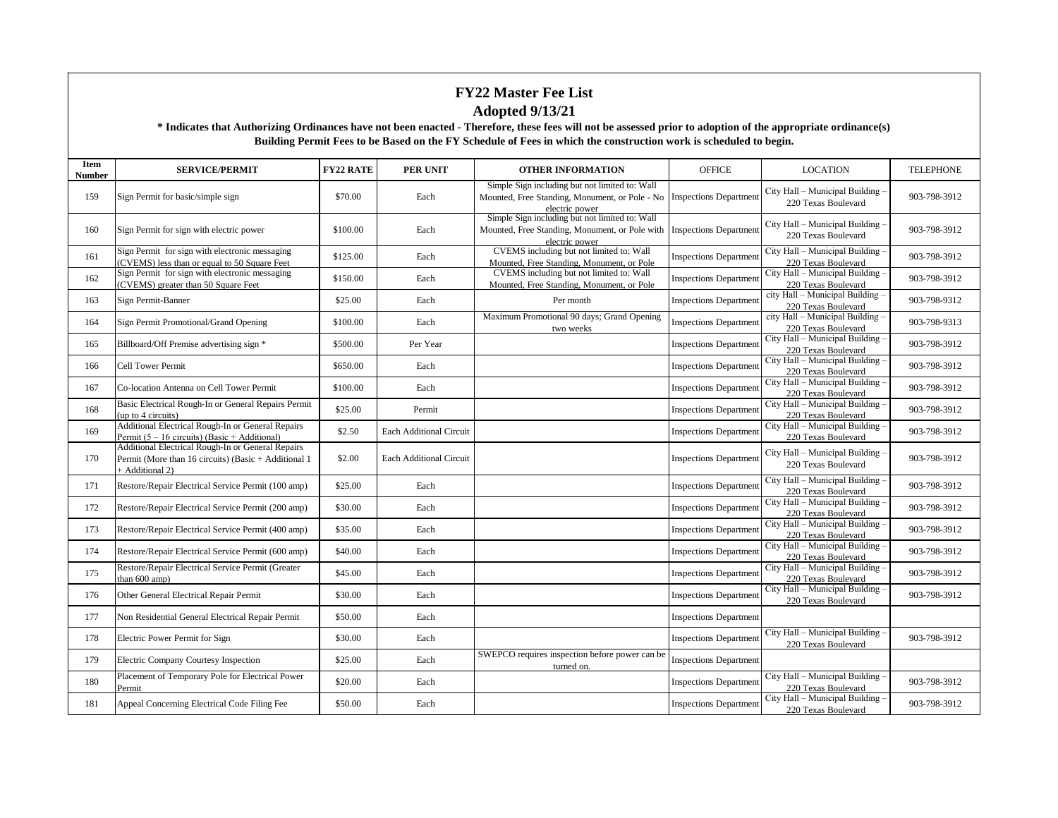# FY22 Master Fee List

## Adopted 9/13/21

**\* Indicates that Authorizing Ordinances have not been enacted - Therefore, these fees will not be assessed prior to adoption of the appropriate ordinance(s)**

**Building Permit Fees to be Based on the FY Schedule of Fees in which the construction work is scheduled to begin.**

| Item Number | SERVICE/PERMIT | FY22 RATE | PER UNIT | OTHER INFORMATION | OFFICE | LOCATION | TELEPHONE |
|---|---|---|---|---|---|---|---|
| 159 | Sign Permit for basic/simple sign | $70.00 | Each | Simple Sign including but not limited to: Wall Mounted, Free Standing, Monument, or Pole - No electric power | Inspections Department | City Hall – Municipal Building – 220 Texas Boulevard | 903-798-3912 |
| 160 | Sign Permit for sign with electric power | $100.00 | Each | Simple Sign including but not limited to: Wall Mounted, Free Standing, Monument, or Pole with electric power | Inspections Department | City Hall – Municipal Building – 220 Texas Boulevard | 903-798-3912 |
| 161 | Sign Permit for sign with electronic messaging (CVEMS) less than or equal to 50 Square Feet | $125.00 | Each | CVEMS including but not limited to: Wall Mounted, Free Standing, Monument, or Pole | Inspections Department | City Hall – Municipal Building – 220 Texas Boulevard | 903-798-3912 |
| 162 | Sign Permit for sign with electronic messaging (CVEMS) greater than 50 Square Feet | $150.00 | Each | CVEMS including but not limited to: Wall Mounted, Free Standing, Monument, or Pole | Inspections Department | City Hall – Municipal Building – 220 Texas Boulevard | 903-798-3912 |
| 163 | Sign Permit-Banner | $25.00 | Each | Per month | Inspections Department | city Hall – Municipal Building – 220 Texas Boulevard | 903-798-9312 |
| 164 | Sign Permit Promotional/Grand Opening | $100.00 | Each | Maximum Promotional 90 days; Grand Opening two weeks | Inspections Department | city Hall – Municipal Building – 220 Texas Boulevard | 903-798-9313 |
| 165 | Billboard/Off Premise advertising sign * | $500.00 | Per Year | | Inspections Department | City Hall – Municipal Building – 220 Texas Boulevard | 903-798-3912 |
| 166 | Cell Tower Permit | $650.00 | Each | | Inspections Department | City Hall – Municipal Building – 220 Texas Boulevard | 903-798-3912 |
| 167 | Co-location Antenna on Cell Tower Permit | $100.00 | Each | | Inspections Department | City Hall – Municipal Building – 220 Texas Boulevard | 903-798-3912 |
| 168 | Basic Electrical Rough-In or General Repairs Permit (up to 4 circuits) | $25.00 | Permit | | Inspections Department | City Hall – Municipal Building – 220 Texas Boulevard | 903-798-3912 |
| 169 | Additional Electrical Rough-In or General Repairs Permit (5 – 16 circuits) (Basic + Additional) | $2.50 | Each Additional Circuit | | Inspections Department | City Hall – Municipal Building – 220 Texas Boulevard | 903-798-3912 |
| 170 | Additional Electrical Rough-In or General Repairs Permit (More than 16 circuits) (Basic + Additional 1 + Additional 2) | $2.00 | Each Additional Circuit | | Inspections Department | City Hall – Municipal Building – 220 Texas Boulevard | 903-798-3912 |
| 171 | Restore/Repair Electrical Service Permit (100 amp) | $25.00 | Each | | Inspections Department | City Hall – Municipal Building – 220 Texas Boulevard | 903-798-3912 |
| 172 | Restore/Repair Electrical Service Permit (200 amp) | $30.00 | Each | | Inspections Department | City Hall – Municipal Building – 220 Texas Boulevard | 903-798-3912 |
| 173 | Restore/Repair Electrical Service Permit (400 amp) | $35.00 | Each | | Inspections Department | City Hall – Municipal Building – 220 Texas Boulevard | 903-798-3912 |
| 174 | Restore/Repair Electrical Service Permit (600 amp) | $40.00 | Each | | Inspections Department | City Hall – Municipal Building – 220 Texas Boulevard | 903-798-3912 |
| 175 | Restore/Repair Electrical Service Permit (Greater than 600 amp) | $45.00 | Each | | Inspections Department | City Hall – Municipal Building – 220 Texas Boulevard | 903-798-3912 |
| 176 | Other General Electrical Repair Permit | $30.00 | Each | | Inspections Department | City Hall – Municipal Building – 220 Texas Boulevard | 903-798-3912 |
| 177 | Non Residential General Electrical Repair Permit | $50.00 | Each | | Inspections Department | | |
| 178 | Electric Power Permit for Sign | $30.00 | Each | | Inspections Department | City Hall – Municipal Building – 220 Texas Boulevard | 903-798-3912 |
| 179 | Electric Company Courtesy Inspection | $25.00 | Each | SWEPCO requires inspection before power can be turned on. | Inspections Department | | |
| 180 | Placement of Temporary Pole for Electrical Power Permit | $20.00 | Each | | Inspections Department | City Hall – Municipal Building – 220 Texas Boulevard | 903-798-3912 |
| 181 | Appeal Concerning Electrical Code Filing Fee | $50.00 | Each | | Inspections Department | City Hall – Municipal Building – 220 Texas Boulevard | 903-798-3912 |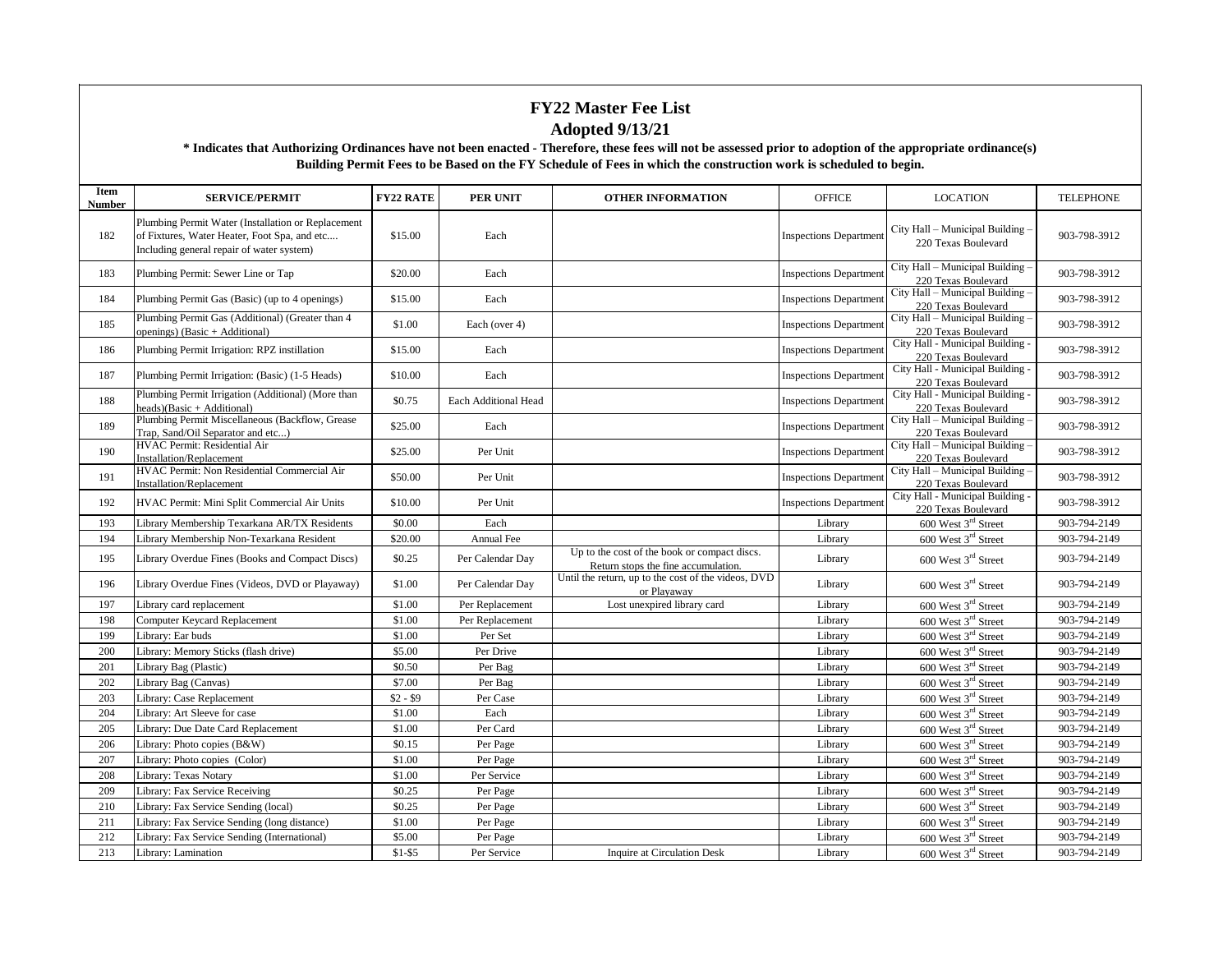# FY22 Master Fee List

## Adopted 9/13/21

**\* Indicates that Authorizing Ordinances have not been enacted - Therefore, these fees will not be assessed prior to adoption of the appropriate ordinance(s)**

**Building Permit Fees to be Based on the FY Schedule of Fees in which the construction work is scheduled to begin.**

| Item Number | SERVICE/PERMIT | FY22 RATE | PER UNIT | OTHER INFORMATION | OFFICE | LOCATION | TELEPHONE |
|---|---|---|---|---|---|---|---|
| 182 | Plumbing Permit Water (Installation or Replacement of Fixtures, Water Heater, Foot Spa, and etc.... Including general repair of water system) | $15.00 | Each | | Inspections Department | City Hall – Municipal Building – 220 Texas Boulevard | 903-798-3912 |
| 183 | Plumbing Permit: Sewer Line or Tap | $20.00 | Each | | Inspections Department | City Hall – Municipal Building – 220 Texas Boulevard | 903-798-3912 |
| 184 | Plumbing Permit Gas (Basic) (up to 4 openings) | $15.00 | Each | | Inspections Department | City Hall – Municipal Building – 220 Texas Boulevard | 903-798-3912 |
| 185 | Plumbing Permit Gas (Additional) (Greater than 4 openings) (Basic + Additional) | $1.00 | Each (over 4) | | Inspections Department | City Hall – Municipal Building – 220 Texas Boulevard | 903-798-3912 |
| 186 | Plumbing Permit Irrigation: RPZ instillation | $15.00 | Each | | Inspections Department | City Hall - Municipal Building - 220 Texas Boulevard | 903-798-3912 |
| 187 | Plumbing Permit Irrigation: (Basic) (1-5 Heads) | $10.00 | Each | | Inspections Department | City Hall - Municipal Building - 220 Texas Boulevard | 903-798-3912 |
| 188 | Plumbing Permit Irrigation (Additional) (More than heads)(Basic + Additional) | $0.75 | Each Additional Head | | Inspections Department | City Hall - Municipal Building - 220 Texas Boulevard | 903-798-3912 |
| 189 | Plumbing Permit Miscellaneous (Backflow, Grease Trap, Sand/Oil Separator and etc...) | $25.00 | Each | | Inspections Department | City Hall – Municipal Building – 220 Texas Boulevard | 903-798-3912 |
| 190 | HVAC Permit: Residential Air Installation/Replacement | $25.00 | Per Unit | | Inspections Department | City Hall – Municipal Building – 220 Texas Boulevard | 903-798-3912 |
| 191 | HVAC Permit: Non Residential Commercial Air Installation/Replacement | $50.00 | Per Unit | | Inspections Department | City Hall – Municipal Building – 220 Texas Boulevard | 903-798-3912 |
| 192 | HVAC Permit: Mini Split Commercial Air Units | $10.00 | Per Unit | | Inspections Department | City Hall - Municipal Building - 220 Texas Boulevard | 903-798-3912 |
| 193 | Library Membership Texarkana AR/TX Residents | $0.00 | Each | | Library | 600 West 3rd Street | 903-794-2149 |
| 194 | Library Membership Non-Texarkana Resident | $20.00 | Annual Fee | | Library | 600 West 3rd Street | 903-794-2149 |
| 195 | Library Overdue Fines (Books and Compact Discs) | $0.25 | Per Calendar Day | Up to the cost of the book or compact discs. Return stops the fine accumulation. | Library | 600 West 3rd Street | 903-794-2149 |
| 196 | Library Overdue Fines (Videos, DVD or Playaway) | $1.00 | Per Calendar Day | Until the return, up to the cost of the videos, DVD or Playaway | Library | 600 West 3rd Street | 903-794-2149 |
| 197 | Library card replacement | $1.00 | Per Replacement | Lost unexpired library card | Library | 600 West 3rd Street | 903-794-2149 |
| 198 | Computer Keycard Replacement | $1.00 | Per Replacement | | Library | 600 West 3rd Street | 903-794-2149 |
| 199 | Library: Ear buds | $1.00 | Per Set | | Library | 600 West 3rd Street | 903-794-2149 |
| 200 | Library: Memory Sticks (flash drive) | $5.00 | Per Drive | | Library | 600 West 3rd Street | 903-794-2149 |
| 201 | Library Bag (Plastic) | $0.50 | Per Bag | | Library | 600 West 3rd Street | 903-794-2149 |
| 202 | Library Bag (Canvas) | $7.00 | Per Bag | | Library | 600 West 3rd Street | 903-794-2149 |
| 203 | Library: Case Replacement | $2 - $9 | Per Case | | Library | 600 West 3rd Street | 903-794-2149 |
| 204 | Library: Art Sleeve for case | $1.00 | Each | | Library | 600 West 3rd Street | 903-794-2149 |
| 205 | Library: Due Date Card Replacement | $1.00 | Per Card | | Library | 600 West 3rd Street | 903-794-2149 |
| 206 | Library: Photo copies (B&W) | $0.15 | Per Page | | Library | 600 West 3rd Street | 903-794-2149 |
| 207 | Library: Photo copies (Color) | $1.00 | Per Page | | Library | 600 West 3rd Street | 903-794-2149 |
| 208 | Library: Texas Notary | $1.00 | Per Service | | Library | 600 West 3rd Street | 903-794-2149 |
| 209 | Library: Fax Service Receiving | $0.25 | Per Page | | Library | 600 West 3rd Street | 903-794-2149 |
| 210 | Library: Fax Service Sending (local) | $0.25 | Per Page | | Library | 600 West 3rd Street | 903-794-2149 |
| 211 | Library: Fax Service Sending (long distance) | $1.00 | Per Page | | Library | 600 West 3rd Street | 903-794-2149 |
| 212 | Library: Fax Service Sending (International) | $5.00 | Per Page | | Library | 600 West 3rd Street | 903-794-2149 |
| 213 | Library: Lamination | $1-$5 | Per Service | Inquire at Circulation Desk | Library | 600 West 3rd Street | 903-794-2149 |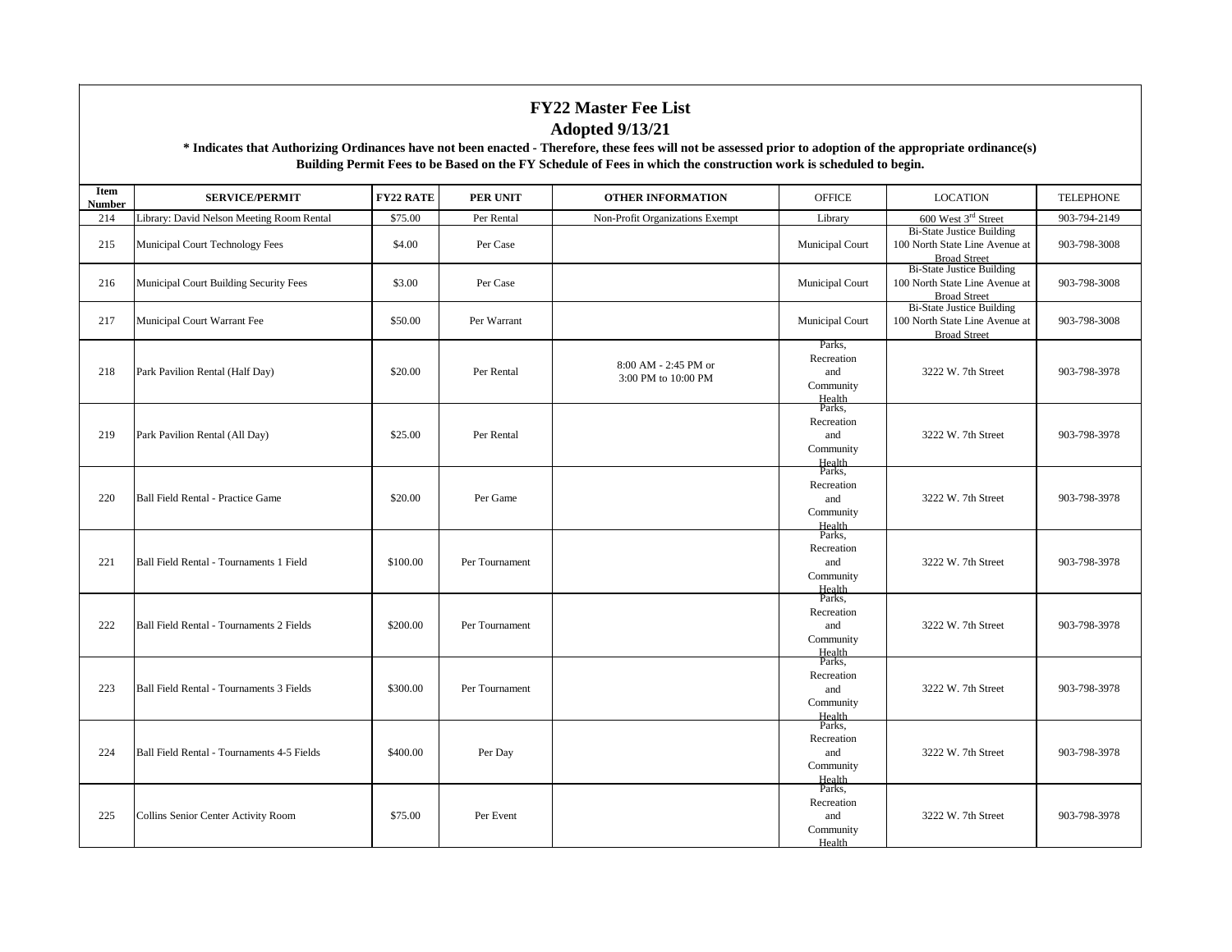# FY22 Master Fee List

## Adopted 9/13/21

**\* Indicates that Authorizing Ordinances have not been enacted - Therefore, these fees will not be assessed prior to adoption of the appropriate ordinance(s)**

**Building Permit Fees to be Based on the FY Schedule of Fees in which the construction work is scheduled to begin.**

| Item Number | SERVICE/PERMIT | FY22 RATE | PER UNIT | OTHER INFORMATION | OFFICE | LOCATION | TELEPHONE |
|---|---|---|---|---|---|---|---|
| 214 | Library: David Nelson Meeting Room Rental | $75.00 | Per Rental | Non-Profit Organizations Exempt | Library | 600 West 3rd Street | 903-794-2149 |
| 215 | Municipal Court Technology Fees | $4.00 | Per Case | | Municipal Court | Bi-State Justice Building 100 North State Line Avenue at Broad Street | 903-798-3008 |
| 216 | Municipal Court Building Security Fees | $3.00 | Per Case | | Municipal Court | Bi-State Justice Building 100 North State Line Avenue at Broad Street | 903-798-3008 |
| 217 | Municipal Court Warrant Fee | $50.00 | Per Warrant | | Municipal Court | Bi-State Justice Building 100 North State Line Avenue at Broad Street | 903-798-3008 |
| 218 | Park Pavilion Rental (Half Day) | $20.00 | Per Rental | 8:00 AM - 2:45 PM or 3:00 PM to 10:00 PM | Parks, Recreation and Community Health | 3222 W. 7th Street | 903-798-3978 |
| 219 | Park Pavilion Rental (All Day) | $25.00 | Per Rental | | Parks, Recreation and Community Health | 3222 W. 7th Street | 903-798-3978 |
| 220 | Ball Field Rental - Practice Game | $20.00 | Per Game | | Parks, Recreation and Community Health | 3222 W. 7th Street | 903-798-3978 |
| 221 | Ball Field Rental - Tournaments 1 Field | $100.00 | Per Tournament | | Parks, Recreation and Community Health | 3222 W. 7th Street | 903-798-3978 |
| 222 | Ball Field Rental - Tournaments 2 Fields | $200.00 | Per Tournament | | Parks, Recreation and Community Health | 3222 W. 7th Street | 903-798-3978 |
| 223 | Ball Field Rental - Tournaments 3 Fields | $300.00 | Per Tournament | | Parks, Recreation and Community Health | 3222 W. 7th Street | 903-798-3978 |
| 224 | Ball Field Rental - Tournaments 4-5 Fields | $400.00 | Per Day | | Parks, Recreation and Community Health | 3222 W. 7th Street | 903-798-3978 |
| 225 | Collins Senior Center Activity Room | $75.00 | Per Event | | Parks, Recreation and Community Health | 3222 W. 7th Street | 903-798-3978 |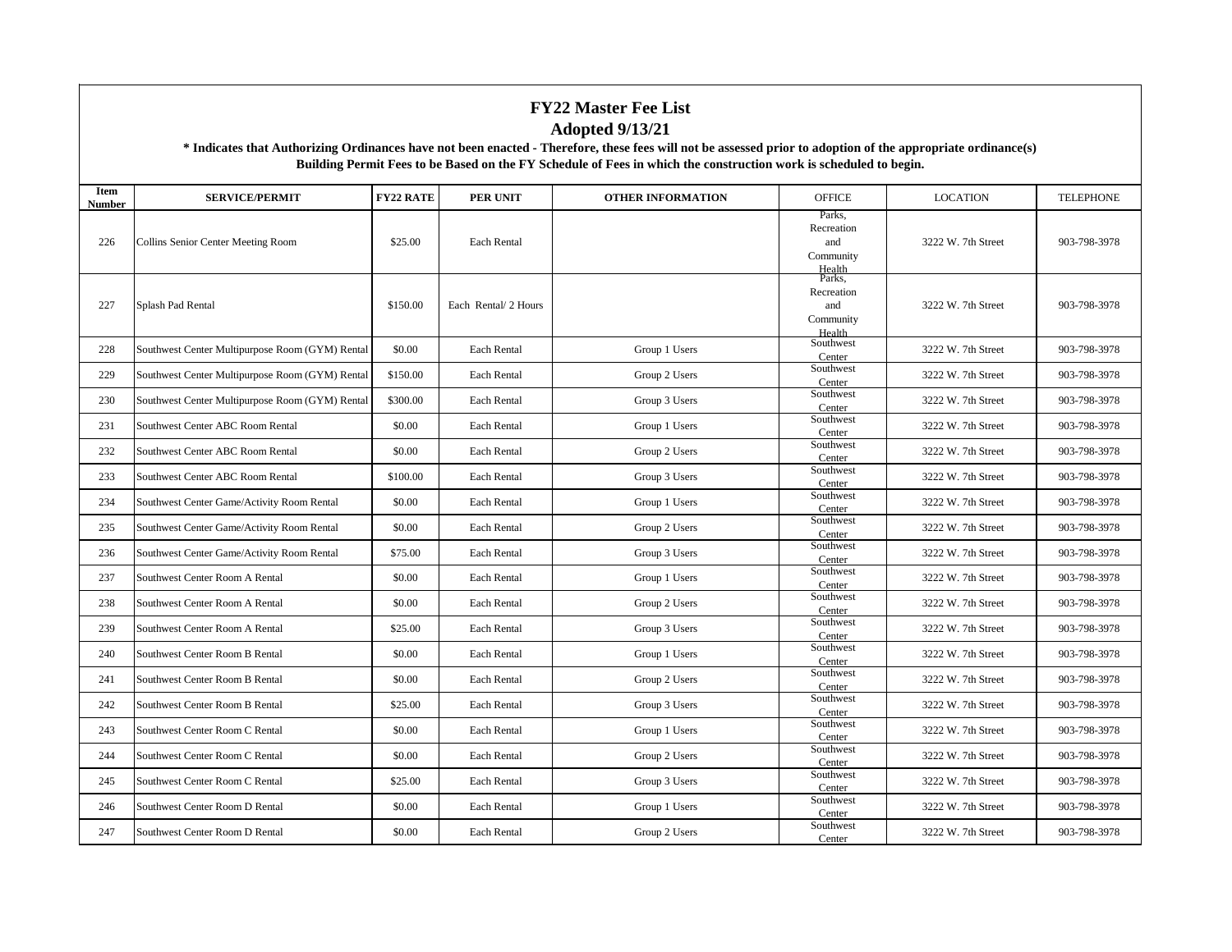# FY22 Master Fee List

## Adopted 9/13/21

**\* Indicates that Authorizing Ordinances have not been enacted - Therefore, these fees will not be assessed prior to adoption of the appropriate ordinance(s)**

**Building Permit Fees to be Based on the FY Schedule of Fees in which the construction work is scheduled to begin.**

| Item Number | SERVICE/PERMIT | FY22 RATE | PER UNIT | OTHER INFORMATION | OFFICE | LOCATION | TELEPHONE |
|---|---|---|---|---|---|---|---|
| 226 | Collins Senior Center Meeting Room | $25.00 | Each Rental | | Parks, Recreation and Community Health | 3222 W. 7th Street | 903-798-3978 |
| 227 | Splash Pad Rental | $150.00 | Each Rental/ 2 Hours | | Parks, Recreation and Community Health | 3222 W. 7th Street | 903-798-3978 |
| 228 | Southwest Center Multipurpose Room (GYM) Rental | $0.00 | Each Rental | Group 1 Users | Southwest Center | 3222 W. 7th Street | 903-798-3978 |
| 229 | Southwest Center Multipurpose Room (GYM) Rental | $150.00 | Each Rental | Group 2 Users | Southwest Center | 3222 W. 7th Street | 903-798-3978 |
| 230 | Southwest Center Multipurpose Room (GYM) Rental | $300.00 | Each Rental | Group 3 Users | Southwest Center | 3222 W. 7th Street | 903-798-3978 |
| 231 | Southwest Center ABC Room Rental | $0.00 | Each Rental | Group 1 Users | Southwest Center | 3222 W. 7th Street | 903-798-3978 |
| 232 | Southwest Center ABC Room Rental | $0.00 | Each Rental | Group 2 Users | Southwest Center | 3222 W. 7th Street | 903-798-3978 |
| 233 | Southwest Center ABC Room Rental | $100.00 | Each Rental | Group 3 Users | Southwest Center | 3222 W. 7th Street | 903-798-3978 |
| 234 | Southwest Center Game/Activity Room Rental | $0.00 | Each Rental | Group 1 Users | Southwest Center | 3222 W. 7th Street | 903-798-3978 |
| 235 | Southwest Center Game/Activity Room Rental | $0.00 | Each Rental | Group 2 Users | Southwest Center | 3222 W. 7th Street | 903-798-3978 |
| 236 | Southwest Center Game/Activity Room Rental | $75.00 | Each Rental | Group 3 Users | Southwest Center | 3222 W. 7th Street | 903-798-3978 |
| 237 | Southwest Center Room A Rental | $0.00 | Each Rental | Group 1 Users | Southwest Center | 3222 W. 7th Street | 903-798-3978 |
| 238 | Southwest Center Room A Rental | $0.00 | Each Rental | Group 2 Users | Southwest Center | 3222 W. 7th Street | 903-798-3978 |
| 239 | Southwest Center Room A Rental | $25.00 | Each Rental | Group 3 Users | Southwest Center | 3222 W. 7th Street | 903-798-3978 |
| 240 | Southwest Center Room B Rental | $0.00 | Each Rental | Group 1 Users | Southwest Center | 3222 W. 7th Street | 903-798-3978 |
| 241 | Southwest Center Room B Rental | $0.00 | Each Rental | Group 2 Users | Southwest Center | 3222 W. 7th Street | 903-798-3978 |
| 242 | Southwest Center Room B Rental | $25.00 | Each Rental | Group 3 Users | Southwest Center | 3222 W. 7th Street | 903-798-3978 |
| 243 | Southwest Center Room C Rental | $0.00 | Each Rental | Group 1 Users | Southwest Center | 3222 W. 7th Street | 903-798-3978 |
| 244 | Southwest Center Room C Rental | $0.00 | Each Rental | Group 2 Users | Southwest Center | 3222 W. 7th Street | 903-798-3978 |
| 245 | Southwest Center Room C Rental | $25.00 | Each Rental | Group 3 Users | Southwest Center | 3222 W. 7th Street | 903-798-3978 |
| 246 | Southwest Center Room D Rental | $0.00 | Each Rental | Group 1 Users | Southwest Center | 3222 W. 7th Street | 903-798-3978 |
| 247 | Southwest Center Room D Rental | $0.00 | Each Rental | Group 2 Users | Southwest Center | 3222 W. 7th Street | 903-798-3978 |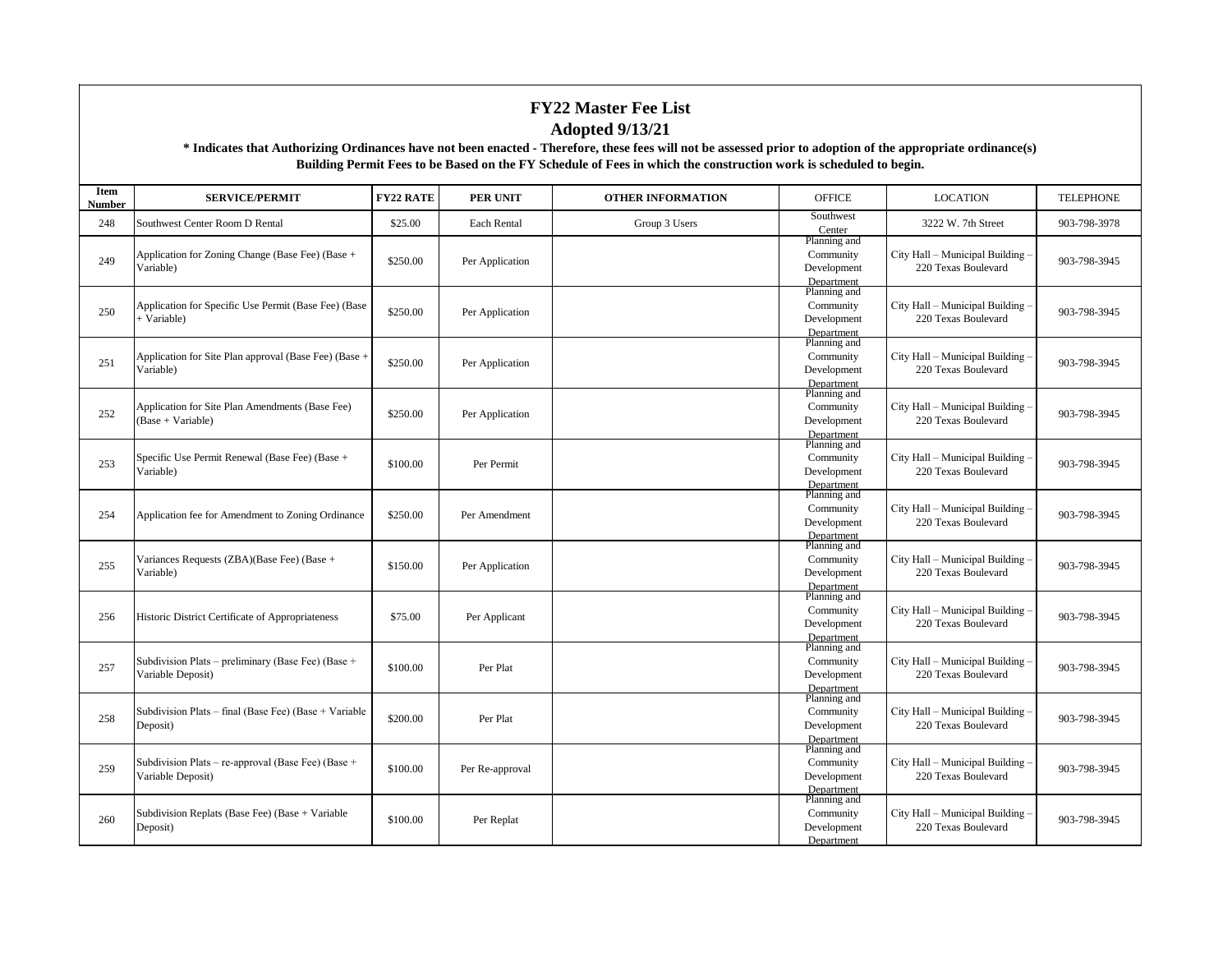# FY22 Master Fee List

## Adopted 9/13/21

**\* Indicates that Authorizing Ordinances have not been enacted - Therefore, these fees will not be assessed prior to adoption of the appropriate ordinance(s)**

**Building Permit Fees to be Based on the FY Schedule of Fees in which the construction work is scheduled to begin.**

| Item Number | SERVICE/PERMIT | FY22 RATE | PER UNIT | OTHER INFORMATION | OFFICE | LOCATION | TELEPHONE |
|---|---|---|---|---|---|---|---|
| 248 | Southwest Center Room D Rental | $25.00 | Each Rental | Group 3 Users | Southwest Center | 3222 W. 7th Street | 903-798-3978 |
| 249 | Application for Zoning Change (Base Fee) (Base + Variable) | $250.00 | Per Application | | Planning and Community Development Department | City Hall – Municipal Building – 220 Texas Boulevard | 903-798-3945 |
| 250 | Application for Specific Use Permit (Base Fee) (Base + Variable) | $250.00 | Per Application | | Planning and Community Development Department | City Hall – Municipal Building – 220 Texas Boulevard | 903-798-3945 |
| 251 | Application for Site Plan approval (Base Fee) (Base + Variable) | $250.00 | Per Application | | Planning and Community Development Department | City Hall – Municipal Building – 220 Texas Boulevard | 903-798-3945 |
| 252 | Application for Site Plan Amendments (Base Fee) (Base + Variable) | $250.00 | Per Application | | Planning and Community Development Department | City Hall – Municipal Building – 220 Texas Boulevard | 903-798-3945 |
| 253 | Specific Use Permit Renewal (Base Fee) (Base + Variable) | $100.00 | Per Permit | | Planning and Community Development Department | City Hall – Municipal Building – 220 Texas Boulevard | 903-798-3945 |
| 254 | Application fee for Amendment to Zoning Ordinance | $250.00 | Per Amendment | | Planning and Community Development Department | City Hall – Municipal Building – 220 Texas Boulevard | 903-798-3945 |
| 255 | Variances Requests (ZBA)(Base Fee) (Base + Variable) | $150.00 | Per Application | | Planning and Community Development Department | City Hall – Municipal Building – 220 Texas Boulevard | 903-798-3945 |
| 256 | Historic District Certificate of Appropriateness | $75.00 | Per Applicant | | Planning and Community Development Department | City Hall – Municipal Building – 220 Texas Boulevard | 903-798-3945 |
| 257 | Subdivision Plats – preliminary (Base Fee) (Base + Variable Deposit) | $100.00 | Per Plat | | Planning and Community Development Department | City Hall – Municipal Building – 220 Texas Boulevard | 903-798-3945 |
| 258 | Subdivision Plats – final (Base Fee) (Base + Variable Deposit) | $200.00 | Per Plat | | Planning and Community Development Department | City Hall – Municipal Building – 220 Texas Boulevard | 903-798-3945 |
| 259 | Subdivision Plats – re-approval (Base Fee) (Base + Variable Deposit) | $100.00 | Per Re-approval | | Planning and Community Development Department | City Hall – Municipal Building – 220 Texas Boulevard | 903-798-3945 |
| 260 | Subdivision Replats (Base Fee) (Base + Variable Deposit) | $100.00 | Per Replat | | Planning and Community Development Department | City Hall – Municipal Building – 220 Texas Boulevard | 903-798-3945 |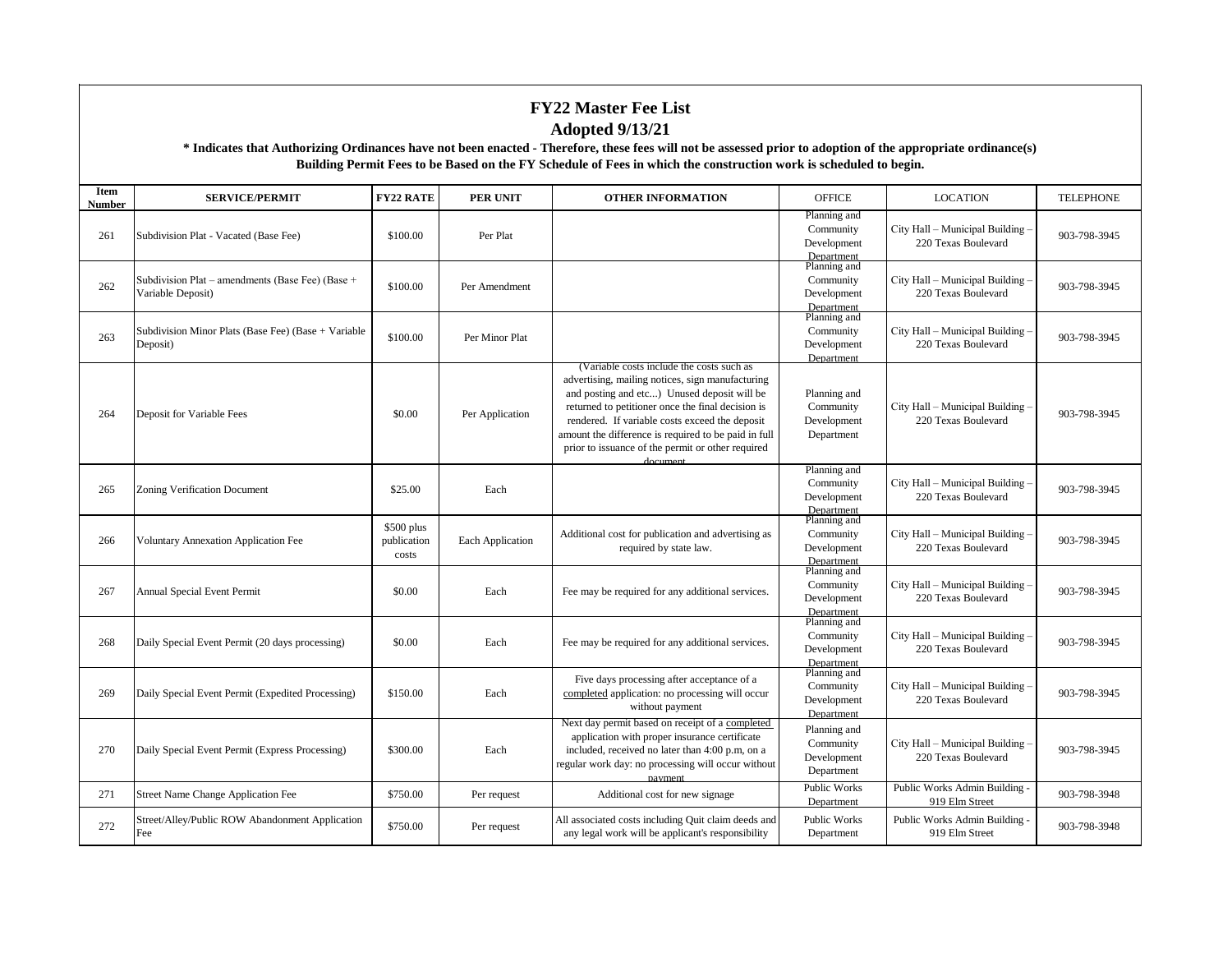# FY22 Master Fee List

## Adopted 9/13/21

**\* Indicates that Authorizing Ordinances have not been enacted - Therefore, these fees will not be assessed prior to adoption of the appropriate ordinance(s)**

**Building Permit Fees to be Based on the FY Schedule of Fees in which the construction work is scheduled to begin.**

| Item Number | SERVICE/PERMIT | FY22 RATE | PER UNIT | OTHER INFORMATION | OFFICE | LOCATION | TELEPHONE |
|---|---|---|---|---|---|---|---|
| 261 | Subdivision Plat - Vacated (Base Fee) | $100.00 | Per Plat | | Planning and Community Development Department | City Hall – Municipal Building – 220 Texas Boulevard | 903-798-3945 |
| 262 | Subdivision Plat – amendments (Base Fee) (Base + Variable Deposit) | $100.00 | Per Amendment | | Planning and Community Development Department | City Hall – Municipal Building – 220 Texas Boulevard | 903-798-3945 |
| 263 | Subdivision Minor Plats (Base Fee) (Base + Variable Deposit) | $100.00 | Per Minor Plat | | Planning and Community Development Department | City Hall – Municipal Building – 220 Texas Boulevard | 903-798-3945 |
| 264 | Deposit for Variable Fees | $0.00 | Per Application | (Variable costs include the costs such as advertising, mailing notices, sign manufacturing and posting and etc...) Unused deposit will be returned to petitioner once the final decision is rendered. If variable costs exceed the deposit amount the difference is required to be paid in full prior to issuance of the permit or other required document | Planning and Community Development Department | City Hall – Municipal Building – 220 Texas Boulevard | 903-798-3945 |
| 265 | Zoning Verification Document | $25.00 | Each | | Planning and Community Development Department | City Hall – Municipal Building – 220 Texas Boulevard | 903-798-3945 |
| 266 | Voluntary Annexation Application Fee | $500 plus publication costs | Each Application | Additional cost for publication and advertising as required by state law. | Planning and Community Development Department | City Hall – Municipal Building – 220 Texas Boulevard | 903-798-3945 |
| 267 | Annual Special Event Permit | $0.00 | Each | Fee may be required for any additional services. | Planning and Community Development Department | City Hall – Municipal Building – 220 Texas Boulevard | 903-798-3945 |
| 268 | Daily Special Event Permit (20 days processing) | $0.00 | Each | Fee may be required for any additional services. | Planning and Community Development Department | City Hall – Municipal Building – 220 Texas Boulevard | 903-798-3945 |
| 269 | Daily Special Event Permit (Expedited Processing) | $150.00 | Each | Five days processing after acceptance of a completed application: no processing will occur without payment | Planning and Community Development Department | City Hall – Municipal Building – 220 Texas Boulevard | 903-798-3945 |
| 270 | Daily Special Event Permit (Express Processing) | $300.00 | Each | Next day permit based on receipt of a completed application with proper insurance certificate included, received no later than 4:00 p.m, on a regular work day: no processing will occur without payment | Planning and Community Development Department | City Hall – Municipal Building – 220 Texas Boulevard | 903-798-3945 |
| 271 | Street Name Change Application Fee | $750.00 | Per request | Additional cost for new signage | Public Works Department | Public Works Admin Building - 919 Elm Street | 903-798-3948 |
| 272 | Street/Alley/Public ROW Abandonment Application Fee | $750.00 | Per request | All associated costs including Quit claim deeds and any legal work will be applicant's responsibility | Public Works Department | Public Works Admin Building - 919 Elm Street | 903-798-3948 |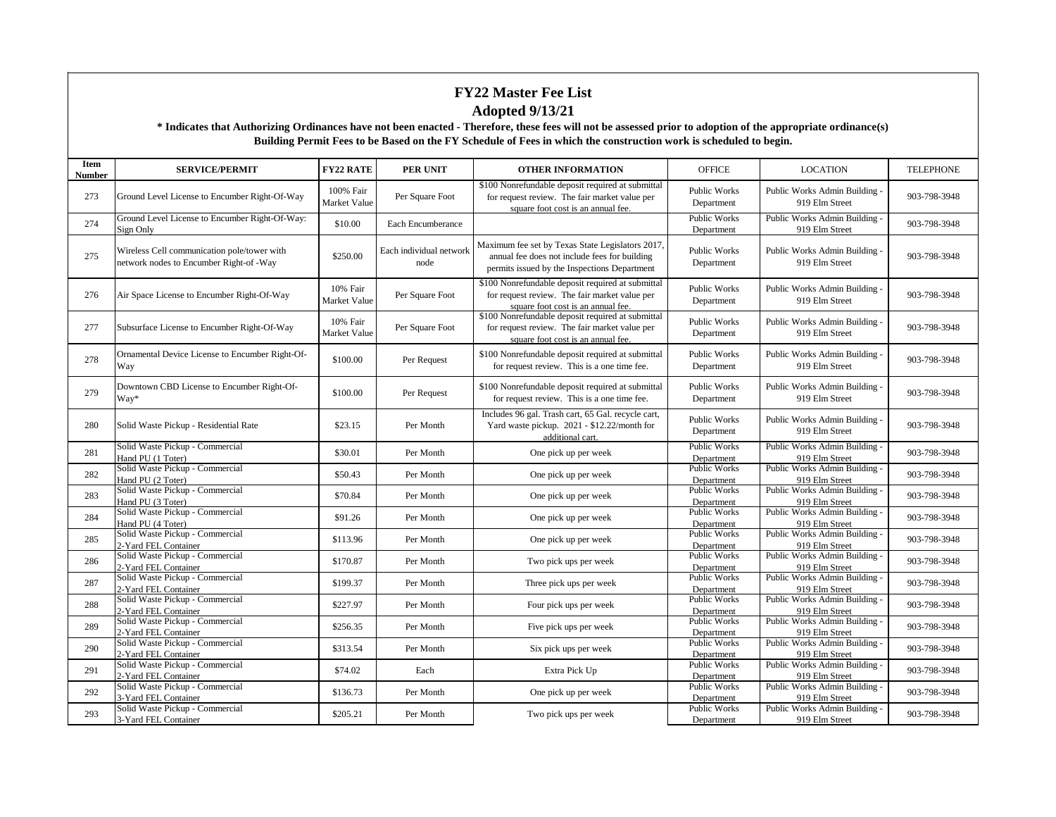# FY22 Master Fee List

## Adopted 9/13/21

**\* Indicates that Authorizing Ordinances have not been enacted - Therefore, these fees will not be assessed prior to adoption of the appropriate ordinance(s)**

**Building Permit Fees to be Based on the FY Schedule of Fees in which the construction work is scheduled to begin.**

| Item Number | SERVICE/PERMIT | FY22 RATE | PER UNIT | OTHER INFORMATION | OFFICE | LOCATION | TELEPHONE |
|---|---|---|---|---|---|---|---|
| 273 | Ground Level License to Encumber Right-Of-Way | 100% Fair Market Value | Per Square Foot | $100 Nonrefundable deposit required at submittal for request review. The fair market value per square foot cost is an annual fee. | Public Works Department | Public Works Admin Building - 919 Elm Street | 903-798-3948 |
| 274 | Ground Level License to Encumber Right-Of-Way: Sign Only | $10.00 | Each Encumberance | | Public Works Department | Public Works Admin Building - 919 Elm Street | 903-798-3948 |
| 275 | Wireless Cell communication pole/tower with network nodes to Encumber Right-of -Way | $250.00 | Each individual network node | Maximum fee set by Texas State Legislators 2017, annual fee does not include fees for building permits issued by the Inspections Department | Public Works Department | Public Works Admin Building - 919 Elm Street | 903-798-3948 |
| 276 | Air Space License to Encumber Right-Of-Way | 10% Fair Market Value | Per Square Foot | $100 Nonrefundable deposit required at submittal for request review. The fair market value per square foot cost is an annual fee. | Public Works Department | Public Works Admin Building - 919 Elm Street | 903-798-3948 |
| 277 | Subsurface License to Encumber Right-Of-Way | 10% Fair Market Value | Per Square Foot | $100 Nonrefundable deposit required at submittal for request review. The fair market value per square foot cost is an annual fee. | Public Works Department | Public Works Admin Building - 919 Elm Street | 903-798-3948 |
| 278 | Ornamental Device License to Encumber Right-Of-Way | $100.00 | Per Request | $100 Nonrefundable deposit required at submittal for request review. This is a one time fee. | Public Works Department | Public Works Admin Building - 919 Elm Street | 903-798-3948 |
| 279 | Downtown CBD License to Encumber Right-Of-Way* | $100.00 | Per Request | $100 Nonrefundable deposit required at submittal for request review. This is a one time fee. | Public Works Department | Public Works Admin Building - 919 Elm Street | 903-798-3948 |
| 280 | Solid Waste Pickup - Residential Rate | $23.15 | Per Month | Includes 96 gal. Trash cart, 65 Gal. recycle cart, Yard waste pickup. 2021 - $12.22/month for additional cart. | Public Works Department | Public Works Admin Building - 919 Elm Street | 903-798-3948 |
| 281 | Solid Waste Pickup - Commercial Hand PU (1 Toter) | $30.01 | Per Month | One pick up per week | Public Works Department | Public Works Admin Building - 919 Elm Street | 903-798-3948 |
| 282 | Solid Waste Pickup - Commercial Hand PU (2 Toter) | $50.43 | Per Month | One pick up per week | Public Works Department | Public Works Admin Building - 919 Elm Street | 903-798-3948 |
| 283 | Solid Waste Pickup - Commercial Hand PU (3 Toter) | $70.84 | Per Month | One pick up per week | Public Works Department | Public Works Admin Building - 919 Elm Street | 903-798-3948 |
| 284 | Solid Waste Pickup - Commercial Hand PU (4 Toter) | $91.26 | Per Month | One pick up per week | Public Works Department | Public Works Admin Building - 919 Elm Street | 903-798-3948 |
| 285 | Solid Waste Pickup - Commercial 2-Yard FEL Container | $113.96 | Per Month | One pick up per week | Public Works Department | Public Works Admin Building - 919 Elm Street | 903-798-3948 |
| 286 | Solid Waste Pickup - Commercial 2-Yard FEL Container | $170.87 | Per Month | Two pick ups per week | Public Works Department | Public Works Admin Building - 919 Elm Street | 903-798-3948 |
| 287 | Solid Waste Pickup - Commercial 2-Yard FEL Container | $199.37 | Per Month | Three pick ups per week | Public Works Department | Public Works Admin Building - 919 Elm Street | 903-798-3948 |
| 288 | Solid Waste Pickup - Commercial 2-Yard FEL Container | $227.97 | Per Month | Four pick ups per week | Public Works Department | Public Works Admin Building - 919 Elm Street | 903-798-3948 |
| 289 | Solid Waste Pickup - Commercial 2-Yard FEL Container | $256.35 | Per Month | Five pick ups per week | Public Works Department | Public Works Admin Building - 919 Elm Street | 903-798-3948 |
| 290 | Solid Waste Pickup - Commercial 2-Yard FEL Container | $313.54 | Per Month | Six pick ups per week | Public Works Department | Public Works Admin Building - 919 Elm Street | 903-798-3948 |
| 291 | Solid Waste Pickup - Commercial 2-Yard FEL Container | $74.02 | Each | Extra Pick Up | Public Works Department | Public Works Admin Building - 919 Elm Street | 903-798-3948 |
| 292 | Solid Waste Pickup - Commercial 3-Yard FEL Container | $136.73 | Per Month | One pick up per week | Public Works Department | Public Works Admin Building - 919 Elm Street | 903-798-3948 |
| 293 | Solid Waste Pickup - Commercial 3-Yard FEL Container | $205.21 | Per Month | Two pick ups per week | Public Works Department | Public Works Admin Building - 919 Elm Street | 903-798-3948 |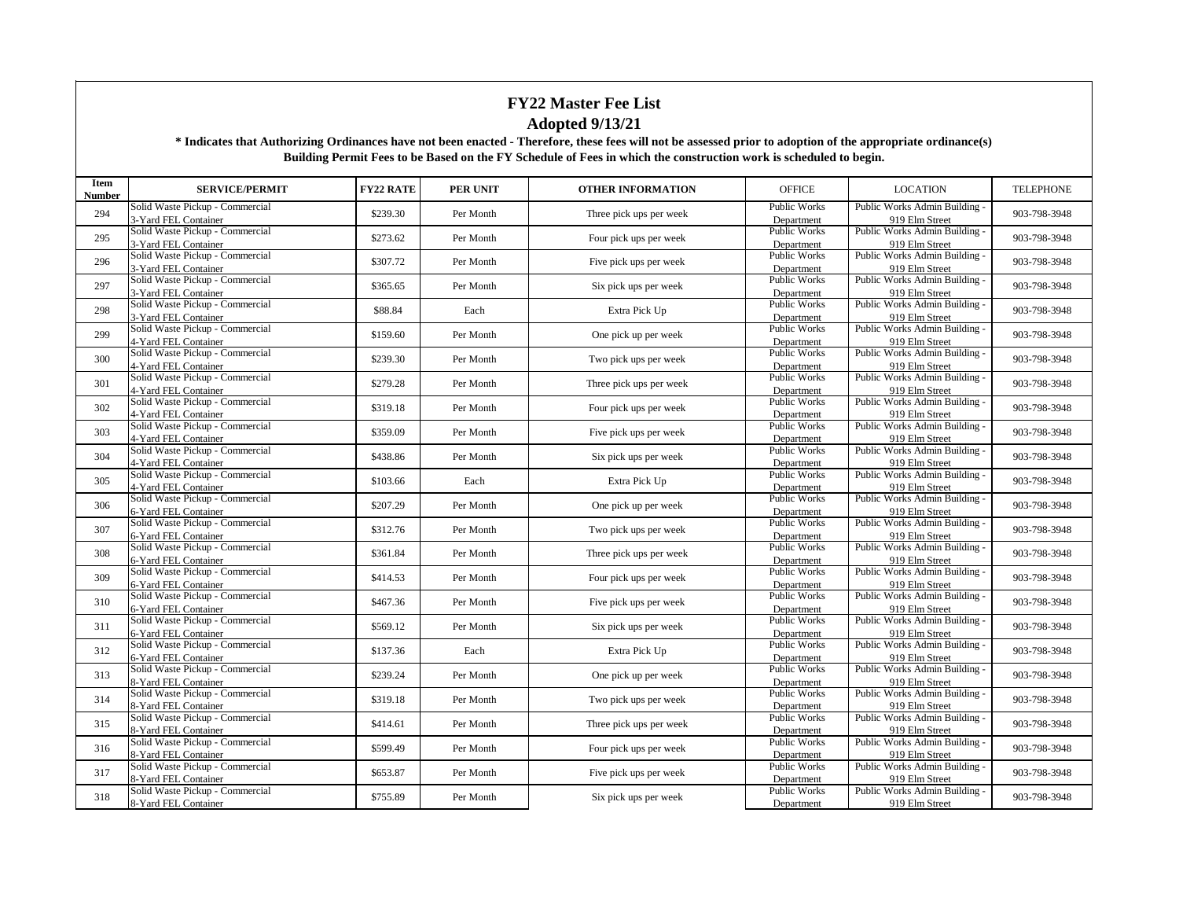# FY22 Master Fee List

## Adopted 9/13/21

**\* Indicates that Authorizing Ordinances have not been enacted - Therefore, these fees will not be assessed prior to adoption of the appropriate ordinance(s)**

**Building Permit Fees to be Based on the FY Schedule of Fees in which the construction work is scheduled to begin.**

| Item Number | SERVICE/PERMIT | FY22 RATE | PER UNIT | OTHER INFORMATION | OFFICE | LOCATION | TELEPHONE |
|---|---|---|---|---|---|---|---|
| 294 | Solid Waste Pickup - Commercial 3-Yard FEL Container | $239.30 | Per Month | Three pick ups per week | Public Works Department | Public Works Admin Building - 919 Elm Street | 903-798-3948 |
| 295 | Solid Waste Pickup - Commercial 3-Yard FEL Container | $273.62 | Per Month | Four pick ups per week | Public Works Department | Public Works Admin Building - 919 Elm Street | 903-798-3948 |
| 296 | Solid Waste Pickup - Commercial 3-Yard FEL Container | $307.72 | Per Month | Five pick ups per week | Public Works Department | Public Works Admin Building - 919 Elm Street | 903-798-3948 |
| 297 | Solid Waste Pickup - Commercial 3-Yard FEL Container | $365.65 | Per Month | Six pick ups per week | Public Works Department | Public Works Admin Building - 919 Elm Street | 903-798-3948 |
| 298 | Solid Waste Pickup - Commercial 3-Yard FEL Container | $88.84 | Each | Extra Pick Up | Public Works Department | Public Works Admin Building - 919 Elm Street | 903-798-3948 |
| 299 | Solid Waste Pickup - Commercial 4-Yard FEL Container | $159.60 | Per Month | One pick up per week | Public Works Department | Public Works Admin Building - 919 Elm Street | 903-798-3948 |
| 300 | Solid Waste Pickup - Commercial 4-Yard FEL Container | $239.30 | Per Month | Two pick ups per week | Public Works Department | Public Works Admin Building - 919 Elm Street | 903-798-3948 |
| 301 | Solid Waste Pickup - Commercial 4-Yard FEL Container | $279.28 | Per Month | Three pick ups per week | Public Works Department | Public Works Admin Building - 919 Elm Street | 903-798-3948 |
| 302 | Solid Waste Pickup - Commercial 4-Yard FEL Container | $319.18 | Per Month | Four pick ups per week | Public Works Department | Public Works Admin Building - 919 Elm Street | 903-798-3948 |
| 303 | Solid Waste Pickup - Commercial 4-Yard FEL Container | $359.09 | Per Month | Five pick ups per week | Public Works Department | Public Works Admin Building - 919 Elm Street | 903-798-3948 |
| 304 | Solid Waste Pickup - Commercial 4-Yard FEL Container | $438.86 | Per Month | Six pick ups per week | Public Works Department | Public Works Admin Building - 919 Elm Street | 903-798-3948 |
| 305 | Solid Waste Pickup - Commercial 4-Yard FEL Container | $103.66 | Each | Extra Pick Up | Public Works Department | Public Works Admin Building - 919 Elm Street | 903-798-3948 |
| 306 | Solid Waste Pickup - Commercial 6-Yard FEL Container | $207.29 | Per Month | One pick up per week | Public Works Department | Public Works Admin Building - 919 Elm Street | 903-798-3948 |
| 307 | Solid Waste Pickup - Commercial 6-Yard FEL Container | $312.76 | Per Month | Two pick ups per week | Public Works Department | Public Works Admin Building - 919 Elm Street | 903-798-3948 |
| 308 | Solid Waste Pickup - Commercial 6-Yard FEL Container | $361.84 | Per Month | Three pick ups per week | Public Works Department | Public Works Admin Building - 919 Elm Street | 903-798-3948 |
| 309 | Solid Waste Pickup - Commercial 6-Yard FEL Container | $414.53 | Per Month | Four pick ups per week | Public Works Department | Public Works Admin Building - 919 Elm Street | 903-798-3948 |
| 310 | Solid Waste Pickup - Commercial 6-Yard FEL Container | $467.36 | Per Month | Five pick ups per week | Public Works Department | Public Works Admin Building - 919 Elm Street | 903-798-3948 |
| 311 | Solid Waste Pickup - Commercial 6-Yard FEL Container | $569.12 | Per Month | Six pick ups per week | Public Works Department | Public Works Admin Building - 919 Elm Street | 903-798-3948 |
| 312 | Solid Waste Pickup - Commercial 6-Yard FEL Container | $137.36 | Each | Extra Pick Up | Public Works Department | Public Works Admin Building - 919 Elm Street | 903-798-3948 |
| 313 | Solid Waste Pickup - Commercial 8-Yard FEL Container | $239.24 | Per Month | One pick up per week | Public Works Department | Public Works Admin Building - 919 Elm Street | 903-798-3948 |
| 314 | Solid Waste Pickup - Commercial 8-Yard FEL Container | $319.18 | Per Month | Two pick ups per week | Public Works Department | Public Works Admin Building - 919 Elm Street | 903-798-3948 |
| 315 | Solid Waste Pickup - Commercial 8-Yard FEL Container | $414.61 | Per Month | Three pick ups per week | Public Works Department | Public Works Admin Building - 919 Elm Street | 903-798-3948 |
| 316 | Solid Waste Pickup - Commercial 8-Yard FEL Container | $599.49 | Per Month | Four pick ups per week | Public Works Department | Public Works Admin Building - 919 Elm Street | 903-798-3948 |
| 317 | Solid Waste Pickup - Commercial 8-Yard FEL Container | $653.87 | Per Month | Five pick ups per week | Public Works Department | Public Works Admin Building - 919 Elm Street | 903-798-3948 |
| 318 | Solid Waste Pickup - Commercial 8-Yard FEL Container | $755.89 | Per Month | Six pick ups per week | Public Works Department | Public Works Admin Building - 919 Elm Street | 903-798-3948 |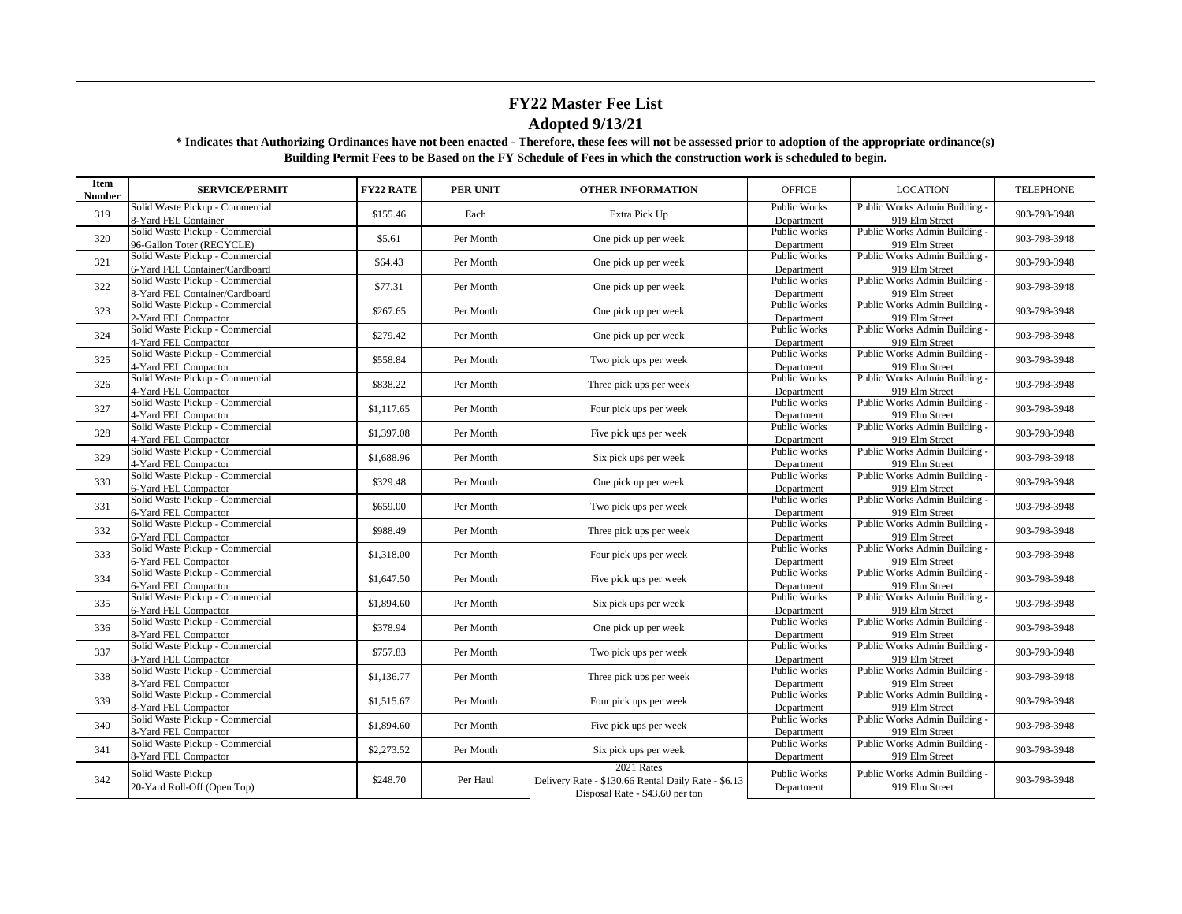# FY22 Master Fee List

## Adopted 9/13/21

**\* Indicates that Authorizing Ordinances have not been enacted - Therefore, these fees will not be assessed prior to adoption of the appropriate ordinance(s)**

**Building Permit Fees to be Based on the FY Schedule of Fees in which the construction work is scheduled to begin.**

| Item Number | SERVICE/PERMIT | FY22 RATE | PER UNIT | OTHER INFORMATION | OFFICE | LOCATION | TELEPHONE |
|---|---|---|---|---|---|---|---|
| 319 | Solid Waste Pickup - Commercial 8-Yard FEL Container | $155.46 | Each | Extra Pick Up | Public Works Department | Public Works Admin Building - 919 Elm Street | 903-798-3948 |
| 320 | Solid Waste Pickup - Commercial 96-Gallon Toter (RECYCLE) | $5.61 | Per Month | One pick up per week | Public Works Department | Public Works Admin Building - 919 Elm Street | 903-798-3948 |
| 321 | Solid Waste Pickup - Commercial 6-Yard FEL Container/Cardboard | $64.43 | Per Month | One pick up per week | Public Works Department | Public Works Admin Building - 919 Elm Street | 903-798-3948 |
| 322 | Solid Waste Pickup - Commercial 8-Yard FEL Container/Cardboard | $77.31 | Per Month | One pick up per week | Public Works Department | Public Works Admin Building - 919 Elm Street | 903-798-3948 |
| 323 | Solid Waste Pickup - Commercial 2-Yard FEL Compactor | $267.65 | Per Month | One pick up per week | Public Works Department | Public Works Admin Building - 919 Elm Street | 903-798-3948 |
| 324 | Solid Waste Pickup - Commercial 4-Yard FEL Compactor | $279.42 | Per Month | One pick up per week | Public Works Department | Public Works Admin Building - 919 Elm Street | 903-798-3948 |
| 325 | Solid Waste Pickup - Commercial 4-Yard FEL Compactor | $558.84 | Per Month | Two pick ups per week | Public Works Department | Public Works Admin Building - 919 Elm Street | 903-798-3948 |
| 326 | Solid Waste Pickup - Commercial 4-Yard FEL Compactor | $838.22 | Per Month | Three pick ups per week | Public Works Department | Public Works Admin Building - 919 Elm Street | 903-798-3948 |
| 327 | Solid Waste Pickup - Commercial 4-Yard FEL Compactor | $1,117.65 | Per Month | Four pick ups per week | Public Works Department | Public Works Admin Building - 919 Elm Street | 903-798-3948 |
| 328 | Solid Waste Pickup - Commercial 4-Yard FEL Compactor | $1,397.08 | Per Month | Five pick ups per week | Public Works Department | Public Works Admin Building - 919 Elm Street | 903-798-3948 |
| 329 | Solid Waste Pickup - Commercial 4-Yard FEL Compactor | $1,688.96 | Per Month | Six pick ups per week | Public Works Department | Public Works Admin Building - 919 Elm Street | 903-798-3948 |
| 330 | Solid Waste Pickup - Commercial 6-Yard FEL Compactor | $329.48 | Per Month | One pick up per week | Public Works Department | Public Works Admin Building - 919 Elm Street | 903-798-3948 |
| 331 | Solid Waste Pickup - Commercial 6-Yard FEL Compactor | $659.00 | Per Month | Two pick ups per week | Public Works Department | Public Works Admin Building - 919 Elm Street | 903-798-3948 |
| 332 | Solid Waste Pickup - Commercial 6-Yard FEL Compactor | $988.49 | Per Month | Three pick ups per week | Public Works Department | Public Works Admin Building - 919 Elm Street | 903-798-3948 |
| 333 | Solid Waste Pickup - Commercial 6-Yard FEL Compactor | $1,318.00 | Per Month | Four pick ups per week | Public Works Department | Public Works Admin Building - 919 Elm Street | 903-798-3948 |
| 334 | Solid Waste Pickup - Commercial 6-Yard FEL Compactor | $1,647.50 | Per Month | Five pick ups per week | Public Works Department | Public Works Admin Building - 919 Elm Street | 903-798-3948 |
| 335 | Solid Waste Pickup - Commercial 6-Yard FEL Compactor | $1,894.60 | Per Month | Six pick ups per week | Public Works Department | Public Works Admin Building - 919 Elm Street | 903-798-3948 |
| 336 | Solid Waste Pickup - Commercial 8-Yard FEL Compactor | $378.94 | Per Month | One pick up per week | Public Works Department | Public Works Admin Building - 919 Elm Street | 903-798-3948 |
| 337 | Solid Waste Pickup - Commercial 8-Yard FEL Compactor | $757.83 | Per Month | Two pick ups per week | Public Works Department | Public Works Admin Building - 919 Elm Street | 903-798-3948 |
| 338 | Solid Waste Pickup - Commercial 8-Yard FEL Compactor | $1,136.77 | Per Month | Three pick ups per week | Public Works Department | Public Works Admin Building - 919 Elm Street | 903-798-3948 |
| 339 | Solid Waste Pickup - Commercial 8-Yard FEL Compactor | $1,515.67 | Per Month | Four pick ups per week | Public Works Department | Public Works Admin Building - 919 Elm Street | 903-798-3948 |
| 340 | Solid Waste Pickup - Commercial 8-Yard FEL Compactor | $1,894.60 | Per Month | Five pick ups per week | Public Works Department | Public Works Admin Building - 919 Elm Street | 903-798-3948 |
| 341 | Solid Waste Pickup - Commercial 8-Yard FEL Compactor | $2,273.52 | Per Month | Six pick ups per week | Public Works Department | Public Works Admin Building - 919 Elm Street | 903-798-3948 |
| 342 | Solid Waste Pickup 20-Yard Roll-Off (Open Top) | $248.70 | Per Haul | 2021 Rates Delivery Rate - $130.66 Rental Daily Rate - $6.13 Disposal Rate - $43.60 per ton | Public Works Department | Public Works Admin Building - 919 Elm Street | 903-798-3948 |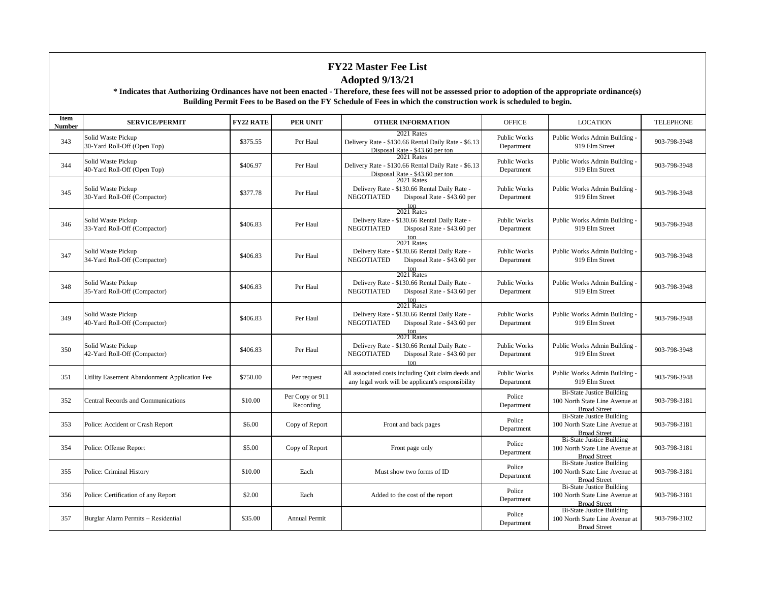# FY22 Master Fee List

## Adopted 9/13/21

**\* Indicates that Authorizing Ordinances have not been enacted - Therefore, these fees will not be assessed prior to adoption of the appropriate ordinance(s)**

**Building Permit Fees to be Based on the FY Schedule of Fees in which the construction work is scheduled to begin.**

| Item Number | SERVICE/PERMIT | FY22 RATE | PER UNIT | OTHER INFORMATION | OFFICE | LOCATION | TELEPHONE |
|---|---|---|---|---|---|---|---|
| 343 | Solid Waste Pickup 30-Yard Roll-Off (Open Top) | $375.55 | Per Haul | 2021 Rates Delivery Rate - $130.66 Rental Daily Rate - $6.13 Disposal Rate - $43.60 per ton | Public Works Department | Public Works Admin Building - 919 Elm Street | 903-798-3948 |
| 344 | Solid Waste Pickup 40-Yard Roll-Off (Open Top) | $406.97 | Per Haul | 2021 Rates Delivery Rate - $130.66 Rental Daily Rate - $6.13 Disposal Rate - $43.60 per ton | Public Works Department | Public Works Admin Building - 919 Elm Street | 903-798-3948 |
| 345 | Solid Waste Pickup 30-Yard Roll-Off (Compactor) | $377.78 | Per Haul | 2021 Rates Delivery Rate - $130.66 Rental Daily Rate - NEGOTIATED Disposal Rate - $43.60 per ton | Public Works Department | Public Works Admin Building - 919 Elm Street | 903-798-3948 |
| 346 | Solid Waste Pickup 33-Yard Roll-Off (Compactor) | $406.83 | Per Haul | 2021 Rates Delivery Rate - $130.66 Rental Daily Rate - NEGOTIATED Disposal Rate - $43.60 per ton | Public Works Department | Public Works Admin Building - 919 Elm Street | 903-798-3948 |
| 347 | Solid Waste Pickup 34-Yard Roll-Off (Compactor) | $406.83 | Per Haul | 2021 Rates Delivery Rate - $130.66 Rental Daily Rate - NEGOTIATED Disposal Rate - $43.60 per ton | Public Works Department | Public Works Admin Building - 919 Elm Street | 903-798-3948 |
| 348 | Solid Waste Pickup 35-Yard Roll-Off (Compactor) | $406.83 | Per Haul | 2021 Rates Delivery Rate - $130.66 Rental Daily Rate - NEGOTIATED Disposal Rate - $43.60 per ton | Public Works Department | Public Works Admin Building - 919 Elm Street | 903-798-3948 |
| 349 | Solid Waste Pickup 40-Yard Roll-Off (Compactor) | $406.83 | Per Haul | 2021 Rates Delivery Rate - $130.66 Rental Daily Rate - NEGOTIATED Disposal Rate - $43.60 per ton | Public Works Department | Public Works Admin Building - 919 Elm Street | 903-798-3948 |
| 350 | Solid Waste Pickup 42-Yard Roll-Off (Compactor) | $406.83 | Per Haul | 2021 Rates Delivery Rate - $130.66 Rental Daily Rate - NEGOTIATED Disposal Rate - $43.60 per ton | Public Works Department | Public Works Admin Building - 919 Elm Street | 903-798-3948 |
| 351 | Utility Easement Abandonment Application Fee | $750.00 | Per request | All associated costs including Quit claim deeds and any legal work will be applicant's responsibility | Public Works Department | Public Works Admin Building - 919 Elm Street | 903-798-3948 |
| 352 | Central Records and Communications | $10.00 | Per Copy or 911 Recording | | Police Department | Bi-State Justice Building 100 North State Line Avenue at Broad Street | 903-798-3181 |
| 353 | Police: Accident or Crash Report | $6.00 | Copy of Report | Front and back pages | Police Department | Bi-State Justice Building 100 North State Line Avenue at Broad Street | 903-798-3181 |
| 354 | Police: Offense Report | $5.00 | Copy of Report | Front page only | Police Department | Bi-State Justice Building 100 North State Line Avenue at Broad Street | 903-798-3181 |
| 355 | Police: Criminal History | $10.00 | Each | Must show two forms of ID | Police Department | Bi-State Justice Building 100 North State Line Avenue at Broad Street | 903-798-3181 |
| 356 | Police: Certification of any Report | $2.00 | Each | Added to the cost of the report | Police Department | Bi-State Justice Building 100 North State Line Avenue at Broad Street | 903-798-3181 |
| 357 | Burglar Alarm Permits – Residential | $35.00 | Annual Permit | | Police Department | Bi-State Justice Building 100 North State Line Avenue at Broad Street | 903-798-3102 |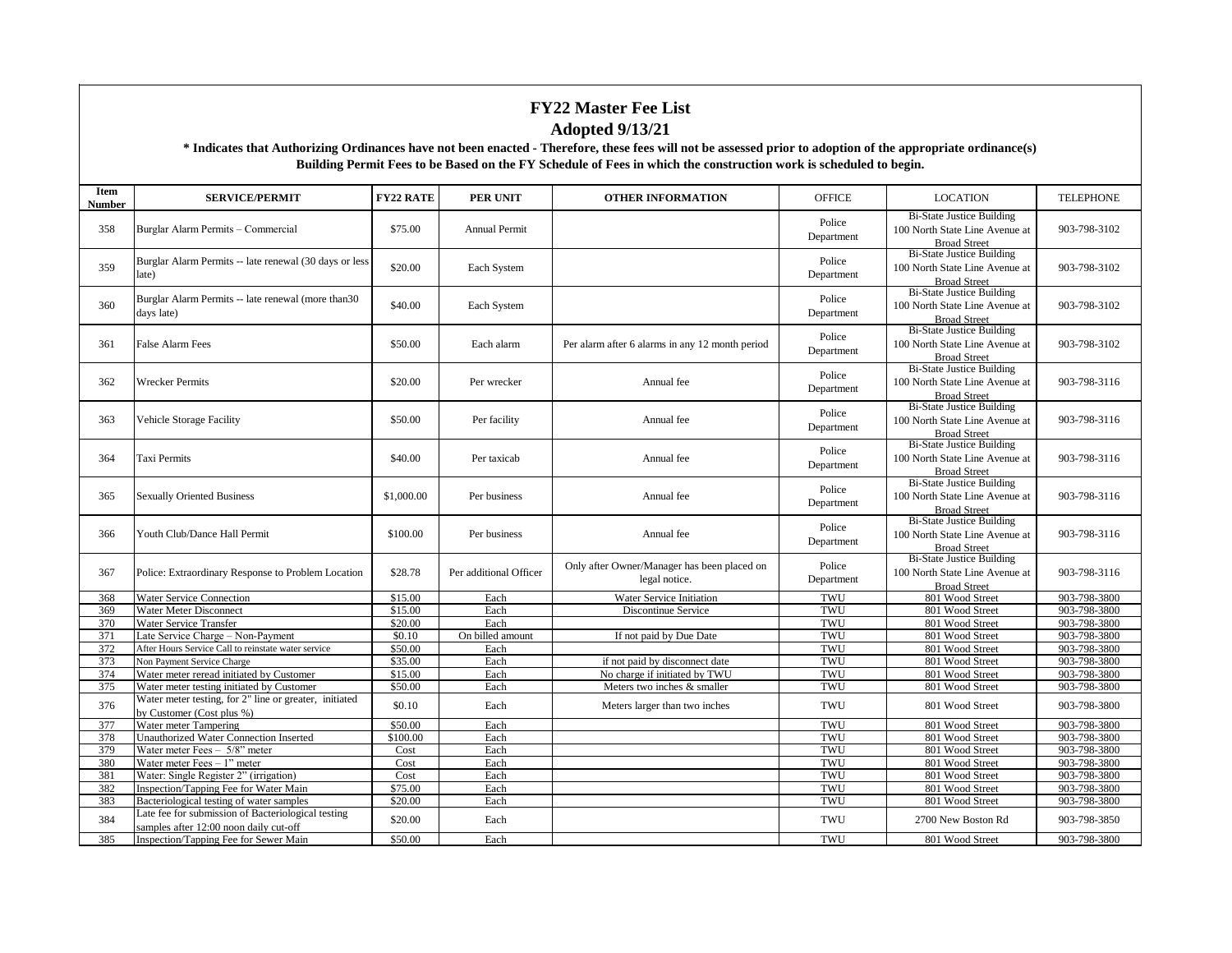# FY22 Master Fee List

## Adopted 9/13/21

**\* Indicates that Authorizing Ordinances have not been enacted - Therefore, these fees will not be assessed prior to adoption of the appropriate ordinance(s)**

**Building Permit Fees to be Based on the FY Schedule of Fees in which the construction work is scheduled to begin.**

| Item Number | SERVICE/PERMIT | FY22 RATE | PER UNIT | OTHER INFORMATION | OFFICE | LOCATION | TELEPHONE |
|---|---|---|---|---|---|---|---|
| 358 | Burglar Alarm Permits – Commercial | $75.00 | Annual Permit | | Police Department | Bi-State Justice Building 100 North State Line Avenue at Broad Street | 903-798-3102 |
| 359 | Burglar Alarm Permits -- late renewal (30 days or less late) | $20.00 | Each System | | Police Department | Bi-State Justice Building 100 North State Line Avenue at Broad Street | 903-798-3102 |
| 360 | Burglar Alarm Permits -- late renewal (more than30 days late) | $40.00 | Each System | | Police Department | Bi-State Justice Building 100 North State Line Avenue at Broad Street | 903-798-3102 |
| 361 | False Alarm Fees | $50.00 | Each alarm | Per alarm after 6 alarms in any 12 month period | Police Department | Bi-State Justice Building 100 North State Line Avenue at Broad Street | 903-798-3102 |
| 362 | Wrecker Permits | $20.00 | Per wrecker | Annual fee | Police Department | Bi-State Justice Building 100 North State Line Avenue at Broad Street | 903-798-3116 |
| 363 | Vehicle Storage Facility | $50.00 | Per facility | Annual fee | Police Department | Bi-State Justice Building 100 North State Line Avenue at Broad Street | 903-798-3116 |
| 364 | Taxi Permits | $40.00 | Per taxicab | Annual fee | Police Department | Bi-State Justice Building 100 North State Line Avenue at Broad Street | 903-798-3116 |
| 365 | Sexually Oriented Business | $1,000.00 | Per business | Annual fee | Police Department | Bi-State Justice Building 100 North State Line Avenue at Broad Street | 903-798-3116 |
| 366 | Youth Club/Dance Hall Permit | $100.00 | Per business | Annual fee | Police Department | Bi-State Justice Building 100 North State Line Avenue at Broad Street | 903-798-3116 |
| 367 | Police: Extraordinary Response to Problem Location | $28.78 | Per additional Officer | Only after Owner/Manager has been placed on legal notice. | Police Department | Bi-State Justice Building 100 North State Line Avenue at Broad Street | 903-798-3116 |
| 368 | Water Service Connection | $15.00 | Each | Water Service Initiation | TWU | 801 Wood Street | 903-798-3800 |
| 369 | Water Meter Disconnect | $15.00 | Each | Discontinue Service | TWU | 801 Wood Street | 903-798-3800 |
| 370 | Water Service Transfer | $20.00 | Each | | TWU | 801 Wood Street | 903-798-3800 |
| 371 | Late Service Charge – Non-Payment | $0.10 | On billed amount | If not paid by Due Date | TWU | 801 Wood Street | 903-798-3800 |
| 372 | After Hours Service Call to reinstate water service | $50.00 | Each | | TWU | 801 Wood Street | 903-798-3800 |
| 373 | Non Payment Service Charge | $35.00 | Each | if not paid by disconnect date | TWU | 801 Wood Street | 903-798-3800 |
| 374 | Water meter reread initiated by Customer | $15.00 | Each | No charge if initiated by TWU | TWU | 801 Wood Street | 903-798-3800 |
| 375 | Water meter testing initiated by Customer | $50.00 | Each | Meters two inches & smaller | TWU | 801 Wood Street | 903-798-3800 |
| 376 | Water meter testing, for 2" line or greater, initiated by Customer (Cost plus %) | $0.10 | Each | Meters larger than two inches | TWU | 801 Wood Street | 903-798-3800 |
| 377 | Water meter Tampering | $50.00 | Each | | TWU | 801 Wood Street | 903-798-3800 |
| 378 | Unauthorized Water Connection Inserted | $100.00 | Each | | TWU | 801 Wood Street | 903-798-3800 |
| 379 | Water meter Fees – 5/8" meter | Cost | Each | | TWU | 801 Wood Street | 903-798-3800 |
| 380 | Water meter Fees – 1" meter | Cost | Each | | TWU | 801 Wood Street | 903-798-3800 |
| 381 | Water: Single Register 2" (irrigation) | Cost | Each | | TWU | 801 Wood Street | 903-798-3800 |
| 382 | Inspection/Tapping Fee for Water Main | $75.00 | Each | | TWU | 801 Wood Street | 903-798-3800 |
| 383 | Bacteriological testing of water samples | $20.00 | Each | | TWU | 801 Wood Street | 903-798-3800 |
| 384 | Late fee for submission of Bacteriological testing samples after 12:00 noon daily cut-off | $20.00 | Each | | TWU | 2700 New Boston Rd | 903-798-3850 |
| 385 | Inspection/Tapping Fee for Sewer Main | $50.00 | Each | | TWU | 801 Wood Street | 903-798-3800 |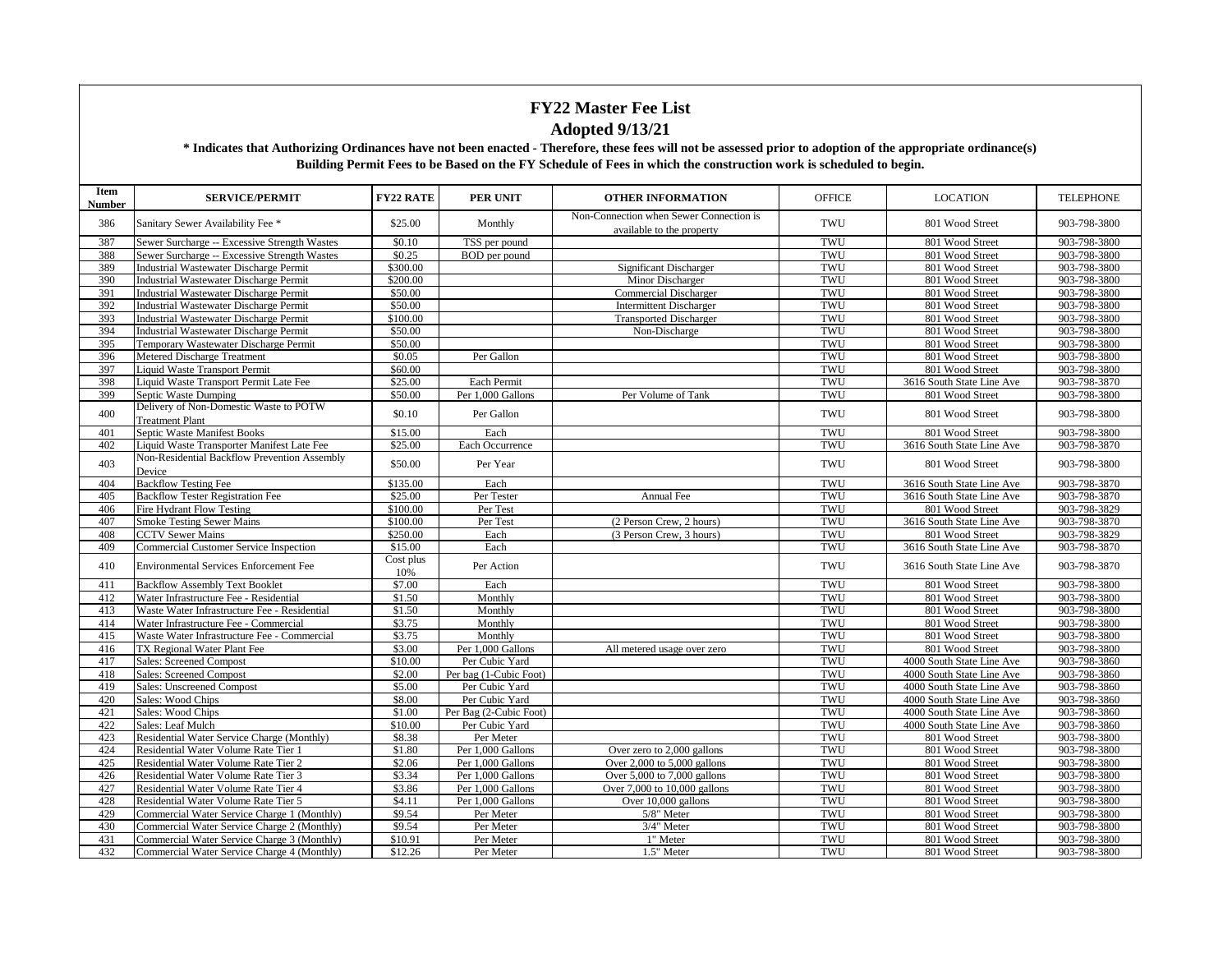# FY22 Master Fee List

## Adopted 9/13/21

**\* Indicates that Authorizing Ordinances have not been enacted - Therefore, these fees will not be assessed prior to adoption of the appropriate ordinance(s)**

**Building Permit Fees to be Based on the FY Schedule of Fees in which the construction work is scheduled to begin.**

| Item Number | SERVICE/PERMIT | FY22 RATE | PER UNIT | OTHER INFORMATION | OFFICE | LOCATION | TELEPHONE |
|---|---|---|---|---|---|---|---|
| 386 | Sanitary Sewer Availability Fee * | $25.00 | Monthly | Non-Connection when Sewer Connection is available to the property | TWU | 801 Wood Street | 903-798-3800 |
| 387 | Sewer Surcharge -- Excessive Strength Wastes | $0.10 | TSS per pound | | TWU | 801 Wood Street | 903-798-3800 |
| 388 | Sewer Surcharge -- Excessive Strength Wastes | $0.25 | BOD per pound | | TWU | 801 Wood Street | 903-798-3800 |
| 389 | Industrial Wastewater Discharge Permit | $300.00 | | Significant Discharger | TWU | 801 Wood Street | 903-798-3800 |
| 390 | Industrial Wastewater Discharge Permit | $200.00 | | Minor Discharger | TWU | 801 Wood Street | 903-798-3800 |
| 391 | Industrial Wastewater Discharge Permit | $50.00 | | Commercial Discharger | TWU | 801 Wood Street | 903-798-3800 |
| 392 | Industrial Wastewater Discharge Permit | $50.00 | | Intermittent Discharger | TWU | 801 Wood Street | 903-798-3800 |
| 393 | Industrial Wastewater Discharge Permit | $100.00 | | Transported Discharger | TWU | 801 Wood Street | 903-798-3800 |
| 394 | Industrial Wastewater Discharge Permit | $50.00 | | Non-Discharge | TWU | 801 Wood Street | 903-798-3800 |
| 395 | Temporary Wastewater Discharge Permit | $50.00 | | | TWU | 801 Wood Street | 903-798-3800 |
| 396 | Metered Discharge Treatment | $0.05 | Per Gallon | | TWU | 801 Wood Street | 903-798-3800 |
| 397 | Liquid Waste Transport Permit | $60.00 | | | TWU | 801 Wood Street | 903-798-3800 |
| 398 | Liquid Waste Transport Permit Late Fee | $25.00 | Each Permit | | TWU | 3616 South State Line Ave | 903-798-3870 |
| 399 | Septic Waste Dumping | $50.00 | Per 1,000 Gallons | Per Volume of Tank | TWU | 801 Wood Street | 903-798-3800 |
| 400 | Delivery of Non-Domestic Waste to POTW Treatment Plant | $0.10 | Per Gallon | | TWU | 801 Wood Street | 903-798-3800 |
| 401 | Septic Waste Manifest Books | $15.00 | Each | | TWU | 801 Wood Street | 903-798-3800 |
| 402 | Liquid Waste Transporter Manifest Late Fee | $25.00 | Each Occurrence | | TWU | 3616 South State Line Ave | 903-798-3870 |
| 403 | Non-Residential Backflow Prevention Assembly Device | $50.00 | Per Year | | TWU | 801 Wood Street | 903-798-3800 |
| 404 | Backflow Testing Fee | $135.00 | Each | | TWU | 3616 South State Line Ave | 903-798-3870 |
| 405 | Backflow Tester Registration Fee | $25.00 | Per Tester | Annual Fee | TWU | 3616 South State Line Ave | 903-798-3870 |
| 406 | Fire Hydrant Flow Testing | $100.00 | Per Test | | TWU | 801 Wood Street | 903-798-3829 |
| 407 | Smoke Testing Sewer Mains | $100.00 | Per Test | (2 Person Crew, 2 hours) | TWU | 3616 South State Line Ave | 903-798-3870 |
| 408 | CCTV Sewer Mains | $250.00 | Each | (3 Person Crew, 3 hours) | TWU | 801 Wood Street | 903-798-3829 |
| 409 | Commercial Customer Service Inspection | $15.00 | Each | | TWU | 3616 South State Line Ave | 903-798-3870 |
| 410 | Environmental Services Enforcement Fee | Cost plus 10% | Per Action | | TWU | 3616 South State Line Ave | 903-798-3870 |
| 411 | Backflow Assembly Text Booklet | $7.00 | Each | | TWU | 801 Wood Street | 903-798-3800 |
| 412 | Water Infrastructure Fee - Residential | $1.50 | Monthly | | TWU | 801 Wood Street | 903-798-3800 |
| 413 | Waste Water Infrastructure Fee - Residential | $1.50 | Monthly | | TWU | 801 Wood Street | 903-798-3800 |
| 414 | Water Infrastructure Fee - Commercial | $3.75 | Monthly | | TWU | 801 Wood Street | 903-798-3800 |
| 415 | Waste Water Infrastructure Fee - Commercial | $3.75 | Monthly | | TWU | 801 Wood Street | 903-798-3800 |
| 416 | TX Regional Water Plant Fee | $3.00 | Per 1,000 Gallons | All metered usage over zero | TWU | 801 Wood Street | 903-798-3800 |
| 417 | Sales: Screened Compost | $10.00 | Per Cubic Yard | | TWU | 4000 South State Line Ave | 903-798-3860 |
| 418 | Sales: Screened Compost | $2.00 | Per bag (1-Cubic Foot) | | TWU | 4000 South State Line Ave | 903-798-3860 |
| 419 | Sales: Unscreened Compost | $5.00 | Per Cubic Yard | | TWU | 4000 South State Line Ave | 903-798-3860 |
| 420 | Sales: Wood Chips | $8.00 | Per Cubic Yard | | TWU | 4000 South State Line Ave | 903-798-3860 |
| 421 | Sales: Wood Chips | $1.00 | Per Bag (2-Cubic Foot) | | TWU | 4000 South State Line Ave | 903-798-3860 |
| 422 | Sales: Leaf Mulch | $10.00 | Per Cubic Yard | | TWU | 4000 South State Line Ave | 903-798-3860 |
| 423 | Residential Water Service Charge (Monthly) | $8.38 | Per Meter | | TWU | 801 Wood Street | 903-798-3800 |
| 424 | Residential Water Volume Rate Tier 1 | $1.80 | Per 1,000 Gallons | Over zero to 2,000 gallons | TWU | 801 Wood Street | 903-798-3800 |
| 425 | Residential Water Volume Rate Tier 2 | $2.06 | Per 1,000 Gallons | Over 2,000 to 5,000 gallons | TWU | 801 Wood Street | 903-798-3800 |
| 426 | Residential Water Volume Rate Tier 3 | $3.34 | Per 1,000 Gallons | Over 5,000 to 7,000 gallons | TWU | 801 Wood Street | 903-798-3800 |
| 427 | Residential Water Volume Rate Tier 4 | $3.86 | Per 1,000 Gallons | Over 7,000 to 10,000 gallons | TWU | 801 Wood Street | 903-798-3800 |
| 428 | Residential Water Volume Rate Tier 5 | $4.11 | Per 1,000 Gallons | Over 10,000 gallons | TWU | 801 Wood Street | 903-798-3800 |
| 429 | Commercial Water Service Charge 1 (Monthly) | $9.54 | Per Meter | 5/8" Meter | TWU | 801 Wood Street | 903-798-3800 |
| 430 | Commercial Water Service Charge 2 (Monthly) | $9.54 | Per Meter | 3/4" Meter | TWU | 801 Wood Street | 903-798-3800 |
| 431 | Commercial Water Service Charge 3 (Monthly) | $10.91 | Per Meter | 1" Meter | TWU | 801 Wood Street | 903-798-3800 |
| 432 | Commercial Water Service Charge 4 (Monthly) | $12.26 | Per Meter | 1.5" Meter | TWU | 801 Wood Street | 903-798-3800 |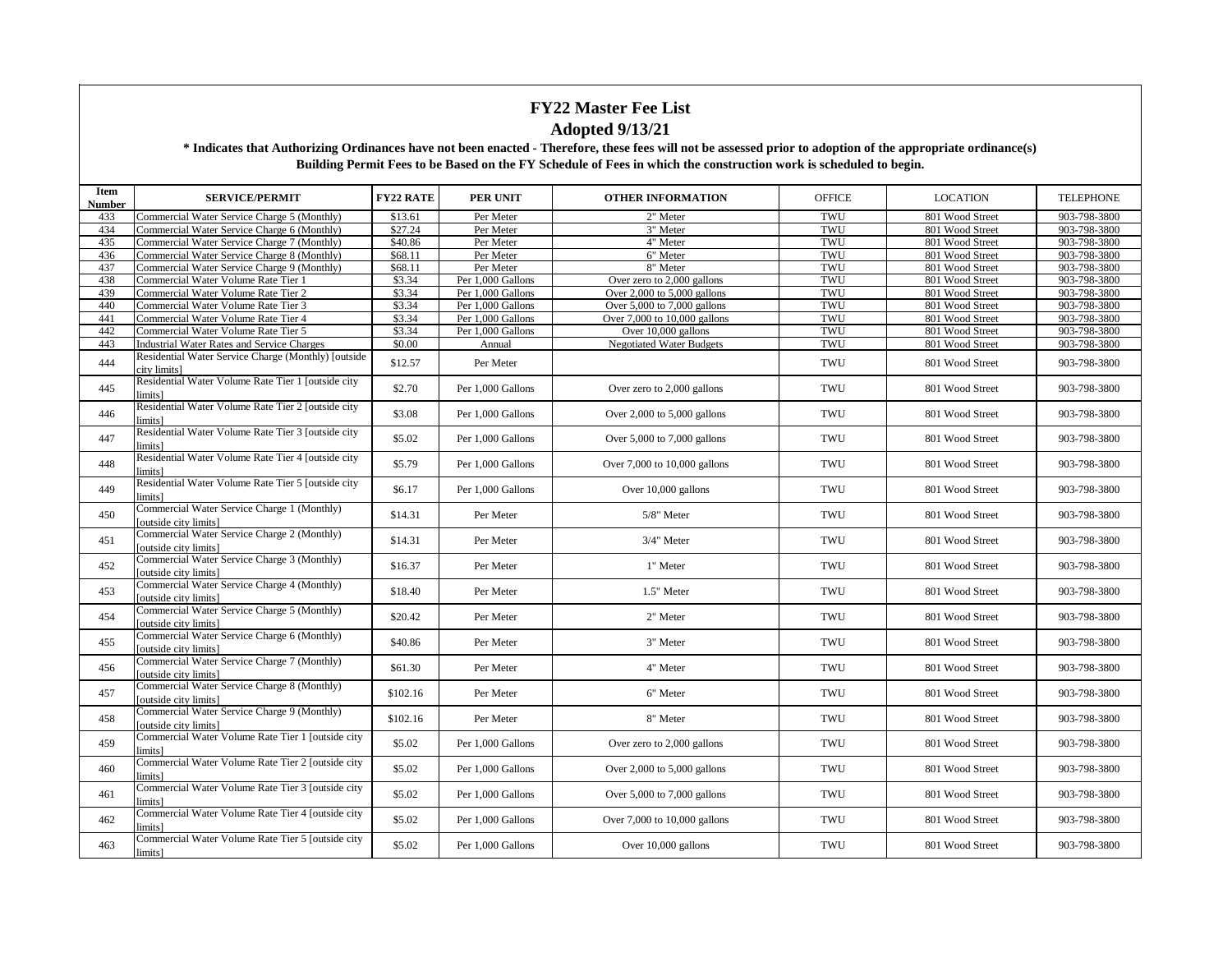# FY22 Master Fee List

## Adopted 9/13/21

**\* Indicates that Authorizing Ordinances have not been enacted - Therefore, these fees will not be assessed prior to adoption of the appropriate ordinance(s)**

**Building Permit Fees to be Based on the FY Schedule of Fees in which the construction work is scheduled to begin.**

| Item Number | SERVICE/PERMIT | FY22 RATE | PER UNIT | OTHER INFORMATION | OFFICE | LOCATION | TELEPHONE |
|---|---|---|---|---|---|---|---|
| 433 | Commercial Water Service Charge 5 (Monthly) | $13.61 | Per Meter | 2" Meter | TWU | 801 Wood Street | 903-798-3800 |
| 434 | Commercial Water Service Charge 6 (Monthly) | $27.24 | Per Meter | 3" Meter | TWU | 801 Wood Street | 903-798-3800 |
| 435 | Commercial Water Service Charge 7 (Monthly) | $40.86 | Per Meter | 4" Meter | TWU | 801 Wood Street | 903-798-3800 |
| 436 | Commercial Water Service Charge 8 (Monthly) | $68.11 | Per Meter | 6" Meter | TWU | 801 Wood Street | 903-798-3800 |
| 437 | Commercial Water Service Charge 9 (Monthly) | $68.11 | Per Meter | 8" Meter | TWU | 801 Wood Street | 903-798-3800 |
| 438 | Commercial Water Volume Rate Tier 1 | $3.34 | Per 1,000 Gallons | Over zero to 2,000 gallons | TWU | 801 Wood Street | 903-798-3800 |
| 439 | Commercial Water Volume Rate Tier 2 | $3.34 | Per 1,000 Gallons | Over 2,000 to 5,000 gallons | TWU | 801 Wood Street | 903-798-3800 |
| 440 | Commercial Water Volume Rate Tier 3 | $3.34 | Per 1,000 Gallons | Over 5,000 to 7,000 gallons | TWU | 801 Wood Street | 903-798-3800 |
| 441 | Commercial Water Volume Rate Tier 4 | $3.34 | Per 1,000 Gallons | Over 7,000 to 10,000 gallons | TWU | 801 Wood Street | 903-798-3800 |
| 442 | Commercial Water Volume Rate Tier 5 | $3.34 | Per 1,000 Gallons | Over 10,000 gallons | TWU | 801 Wood Street | 903-798-3800 |
| 443 | Industrial Water Rates and Service Charges | $0.00 | Annual | Negotiated Water Budgets | TWU | 801 Wood Street | 903-798-3800 |
| 444 | Residential Water Service Charge (Monthly) [outside city limits] | $12.57 | Per Meter | | TWU | 801 Wood Street | 903-798-3800 |
| 445 | Residential Water Volume Rate Tier 1 [outside city limits] | $2.70 | Per 1,000 Gallons | Over zero to 2,000 gallons | TWU | 801 Wood Street | 903-798-3800 |
| 446 | Residential Water Volume Rate Tier 2 [outside city limits] | $3.08 | Per 1,000 Gallons | Over 2,000 to 5,000 gallons | TWU | 801 Wood Street | 903-798-3800 |
| 447 | Residential Water Volume Rate Tier 3 [outside city limits] | $5.02 | Per 1,000 Gallons | Over 5,000 to 7,000 gallons | TWU | 801 Wood Street | 903-798-3800 |
| 448 | Residential Water Volume Rate Tier 4 [outside city limits] | $5.79 | Per 1,000 Gallons | Over 7,000 to 10,000 gallons | TWU | 801 Wood Street | 903-798-3800 |
| 449 | Residential Water Volume Rate Tier 5 [outside city limits] | $6.17 | Per 1,000 Gallons | Over 10,000 gallons | TWU | 801 Wood Street | 903-798-3800 |
| 450 | Commercial Water Service Charge 1 (Monthly) [outside city limits] | $14.31 | Per Meter | 5/8" Meter | TWU | 801 Wood Street | 903-798-3800 |
| 451 | Commercial Water Service Charge 2 (Monthly) [outside city limits] | $14.31 | Per Meter | 3/4" Meter | TWU | 801 Wood Street | 903-798-3800 |
| 452 | Commercial Water Service Charge 3 (Monthly) [outside city limits] | $16.37 | Per Meter | 1" Meter | TWU | 801 Wood Street | 903-798-3800 |
| 453 | Commercial Water Service Charge 4 (Monthly) [outside city limits] | $18.40 | Per Meter | 1.5" Meter | TWU | 801 Wood Street | 903-798-3800 |
| 454 | Commercial Water Service Charge 5 (Monthly) [outside city limits] | $20.42 | Per Meter | 2" Meter | TWU | 801 Wood Street | 903-798-3800 |
| 455 | Commercial Water Service Charge 6 (Monthly) [outside city limits] | $40.86 | Per Meter | 3" Meter | TWU | 801 Wood Street | 903-798-3800 |
| 456 | Commercial Water Service Charge 7 (Monthly) [outside city limits] | $61.30 | Per Meter | 4" Meter | TWU | 801 Wood Street | 903-798-3800 |
| 457 | Commercial Water Service Charge 8 (Monthly) [outside city limits] | $102.16 | Per Meter | 6" Meter | TWU | 801 Wood Street | 903-798-3800 |
| 458 | Commercial Water Service Charge 9 (Monthly) [outside city limits] | $102.16 | Per Meter | 8" Meter | TWU | 801 Wood Street | 903-798-3800 |
| 459 | Commercial Water Volume Rate Tier 1 [outside city limits] | $5.02 | Per 1,000 Gallons | Over zero to 2,000 gallons | TWU | 801 Wood Street | 903-798-3800 |
| 460 | Commercial Water Volume Rate Tier 2 [outside city limits] | $5.02 | Per 1,000 Gallons | Over 2,000 to 5,000 gallons | TWU | 801 Wood Street | 903-798-3800 |
| 461 | Commercial Water Volume Rate Tier 3 [outside city limits] | $5.02 | Per 1,000 Gallons | Over 5,000 to 7,000 gallons | TWU | 801 Wood Street | 903-798-3800 |
| 462 | Commercial Water Volume Rate Tier 4 [outside city limits] | $5.02 | Per 1,000 Gallons | Over 7,000 to 10,000 gallons | TWU | 801 Wood Street | 903-798-3800 |
| 463 | Commercial Water Volume Rate Tier 5 [outside city limits] | $5.02 | Per 1,000 Gallons | Over 10,000 gallons | TWU | 801 Wood Street | 903-798-3800 |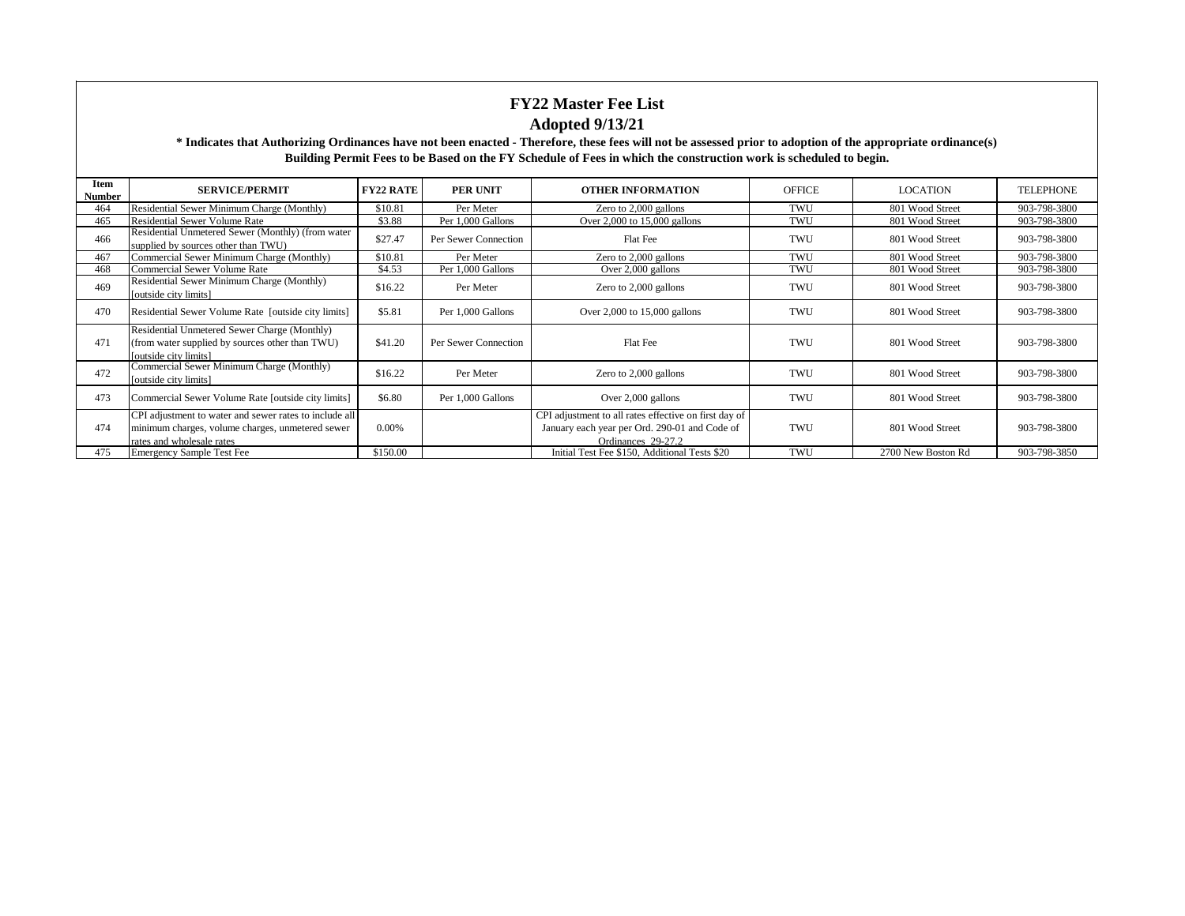# FY22 Master Fee List

## Adopted 9/13/21

**\* Indicates that Authorizing Ordinances have not been enacted - Therefore, these fees will not be assessed prior to adoption of the appropriate ordinance(s)**

**Building Permit Fees to be Based on the FY Schedule of Fees in which the construction work is scheduled to begin.**

| Item Number | SERVICE/PERMIT | FY22 RATE | PER UNIT | OTHER INFORMATION | OFFICE | LOCATION | TELEPHONE |
|---|---|---|---|---|---|---|---|
| 464 | Residential Sewer Minimum Charge (Monthly) | $10.81 | Per Meter | Zero to 2,000 gallons | TWU | 801 Wood Street | 903-798-3800 |
| 465 | Residential Sewer Volume Rate | $3.88 | Per 1,000 Gallons | Over 2,000 to 15,000 gallons | TWU | 801 Wood Street | 903-798-3800 |
| 466 | Residential Unmetered Sewer (Monthly) (from water supplied by sources other than TWU) | $27.47 | Per Sewer Connection | Flat Fee | TWU | 801 Wood Street | 903-798-3800 |
| 467 | Commercial Sewer Minimum Charge (Monthly) | $10.81 | Per Meter | Zero to 2,000 gallons | TWU | 801 Wood Street | 903-798-3800 |
| 468 | Commercial Sewer Volume Rate | $4.53 | Per 1,000 Gallons | Over 2,000 gallons | TWU | 801 Wood Street | 903-798-3800 |
| 469 | Residential Sewer Minimum Charge (Monthly) [outside city limits] | $16.22 | Per Meter | Zero to 2,000 gallons | TWU | 801 Wood Street | 903-798-3800 |
| 470 | Residential Sewer Volume Rate [outside city limits] | $5.81 | Per 1,000 Gallons | Over 2,000 to 15,000 gallons | TWU | 801 Wood Street | 903-798-3800 |
| 471 | Residential Unmetered Sewer Charge (Monthly) (from water supplied by sources other than TWU) [outside city limits] | $41.20 | Per Sewer Connection | Flat Fee | TWU | 801 Wood Street | 903-798-3800 |
| 472 | Commercial Sewer Minimum Charge (Monthly) [outside city limits] | $16.22 | Per Meter | Zero to 2,000 gallons | TWU | 801 Wood Street | 903-798-3800 |
| 473 | Commercial Sewer Volume Rate [outside city limits] | $6.80 | Per 1,000 Gallons | Over 2,000 gallons | TWU | 801 Wood Street | 903-798-3800 |
| 474 | CPI adjustment to water and sewer rates to include all minimum charges, volume charges, unmetered sewer rates and wholesale rates | 0.00% | | CPI adjustment to all rates effective on first day of January each year per Ord. 290-01 and Code of Ordinances 29-27.2 | TWU | 801 Wood Street | 903-798-3800 |
| 475 | Emergency Sample Test Fee | $150.00 | | Initial Test Fee $150, Additional Tests $20 | TWU | 2700 New Boston Rd | 903-798-3850 |